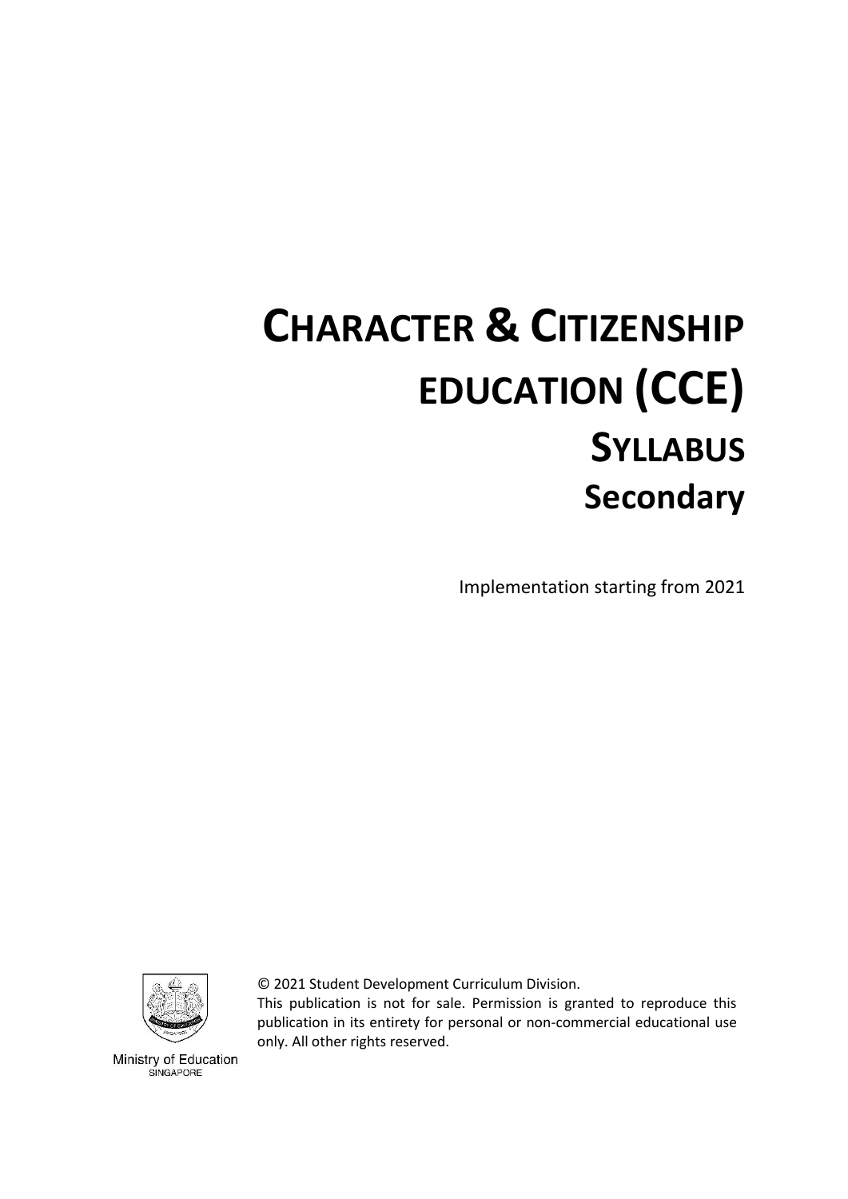# CHARACTER & CITIZENSHIP EDUCATION (CCE)

## SYLLABUS

## Secondary

Implementation starting from 2021

© 2021 Student Development Curriculum Division.

This publication is not for sale. Permission is granted to reproduce this publication in its entirety for personal or non-commercial educational use only. All other rights reserved.

Ministry of Education
SINGAPORE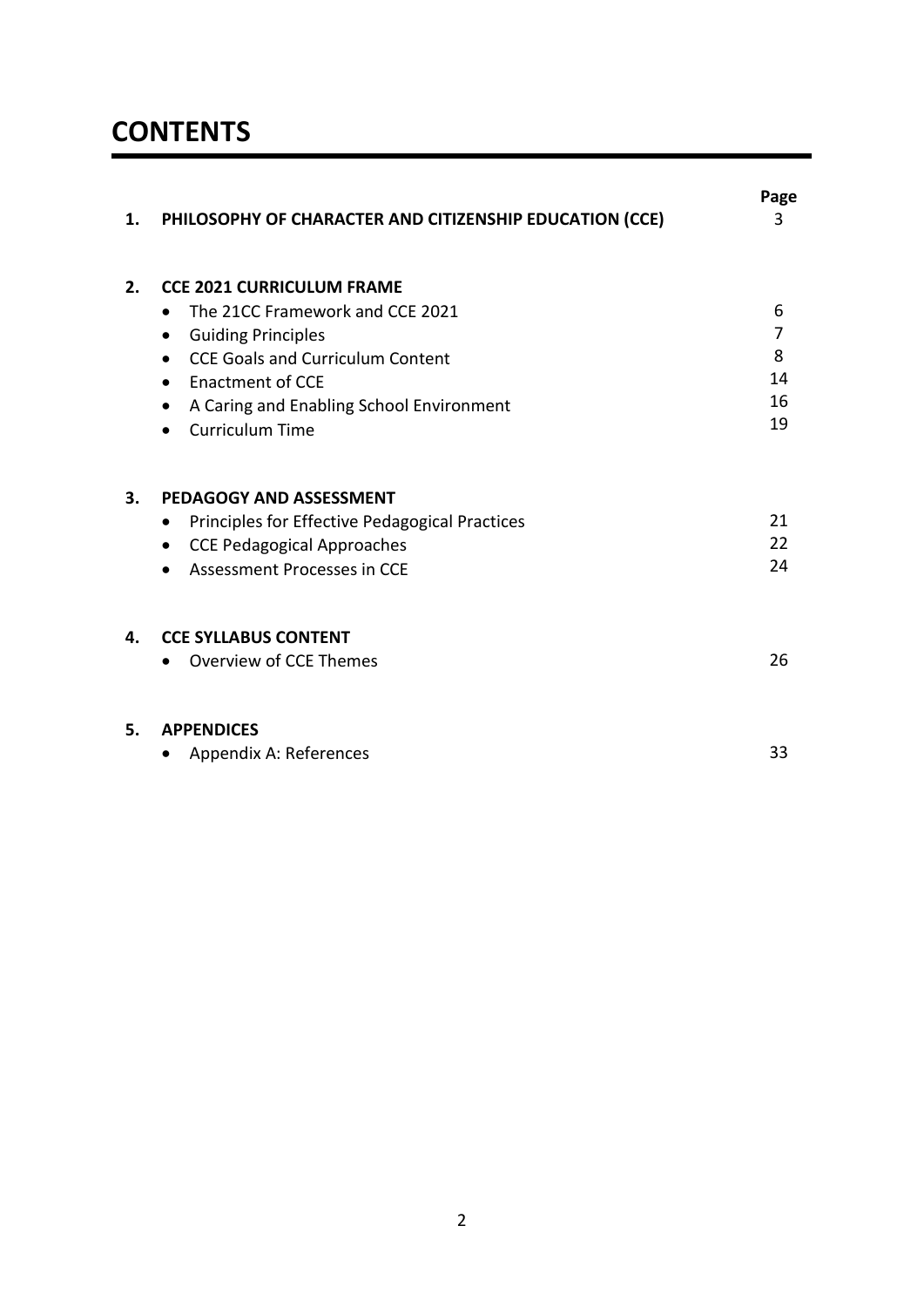# CONTENTS

| | | Page |
|---|---|---|
| **1.** | **PHILOSOPHY OF CHARACTER AND CITIZENSHIP EDUCATION (CCE)** | 3 |
| **2.** | **CCE 2021 CURRICULUM FRAME** | |
| | • The 21CC Framework and CCE 2021 | 6 |
| | • Guiding Principles | 7 |
| | • CCE Goals and Curriculum Content | 8 |
| | • Enactment of CCE | 14 |
| | • A Caring and Enabling School Environment | 16 |
| | • Curriculum Time | 19 |
| **3.** | **PEDAGOGY AND ASSESSMENT** | |
| | • Principles for Effective Pedagogical Practices | 21 |
| | • CCE Pedagogical Approaches | 22 |
| | • Assessment Processes in CCE | 24 |
| **4.** | **CCE SYLLABUS CONTENT** | |
| | • Overview of CCE Themes | 26 |
| **5.** | **APPENDICES** | |
| | • Appendix A: References | 33 |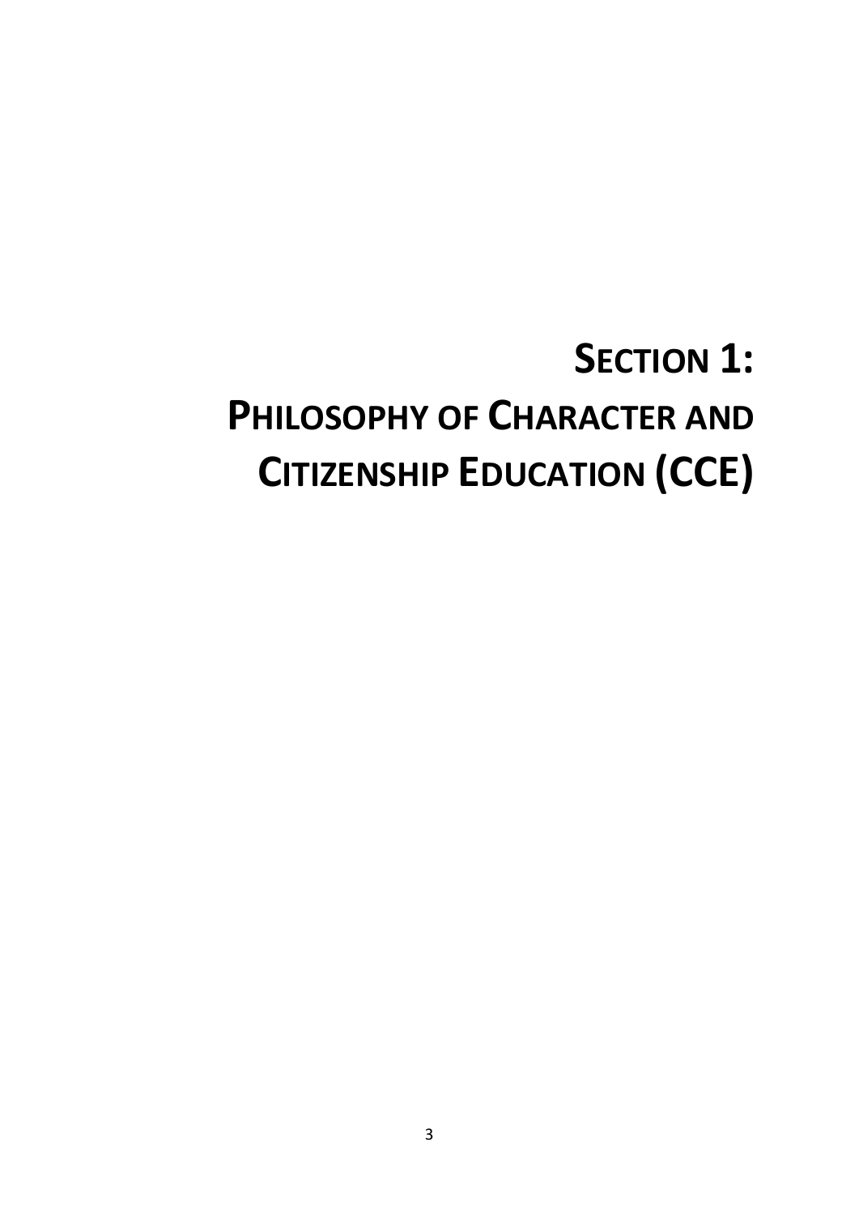# SECTION 1: PHILOSOPHY OF CHARACTER AND CITIZENSHIP EDUCATION (CCE)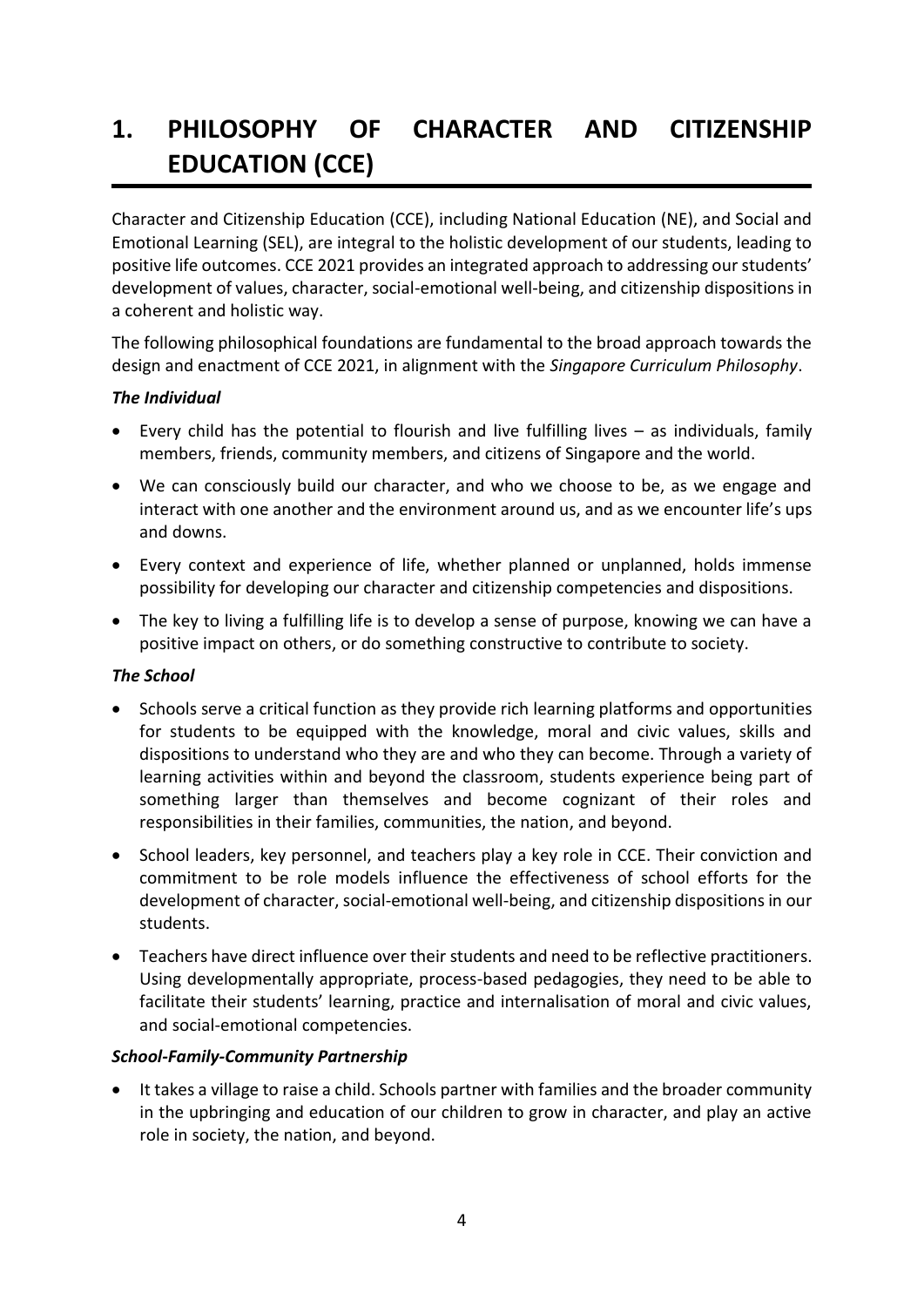# 1. PHILOSOPHY OF CHARACTER AND CITIZENSHIP EDUCATION (CCE)

Character and Citizenship Education (CCE), including National Education (NE), and Social and Emotional Learning (SEL), are integral to the holistic development of our students, leading to positive life outcomes. CCE 2021 provides an integrated approach to addressing our students' development of values, character, social-emotional well-being, and citizenship dispositions in a coherent and holistic way.

The following philosophical foundations are fundamental to the broad approach towards the design and enactment of CCE 2021, in alignment with the *Singapore Curriculum Philosophy*.

***The Individual***

- Every child has the potential to flourish and live fulfilling lives – as individuals, family members, friends, community members, and citizens of Singapore and the world.
- We can consciously build our character, and who we choose to be, as we engage and interact with one another and the environment around us, and as we encounter life's ups and downs.
- Every context and experience of life, whether planned or unplanned, holds immense possibility for developing our character and citizenship competencies and dispositions.
- The key to living a fulfilling life is to develop a sense of purpose, knowing we can have a positive impact on others, or do something constructive to contribute to society.

***The School***

- Schools serve a critical function as they provide rich learning platforms and opportunities for students to be equipped with the knowledge, moral and civic values, skills and dispositions to understand who they are and who they can become. Through a variety of learning activities within and beyond the classroom, students experience being part of something larger than themselves and become cognizant of their roles and responsibilities in their families, communities, the nation, and beyond.
- School leaders, key personnel, and teachers play a key role in CCE. Their conviction and commitment to be role models influence the effectiveness of school efforts for the development of character, social-emotional well-being, and citizenship dispositions in our students.
- Teachers have direct influence over their students and need to be reflective practitioners. Using developmentally appropriate, process-based pedagogies, they need to be able to facilitate their students' learning, practice and internalisation of moral and civic values, and social-emotional competencies.

***School-Family-Community Partnership***

- It takes a village to raise a child. Schools partner with families and the broader community in the upbringing and education of our children to grow in character, and play an active role in society, the nation, and beyond.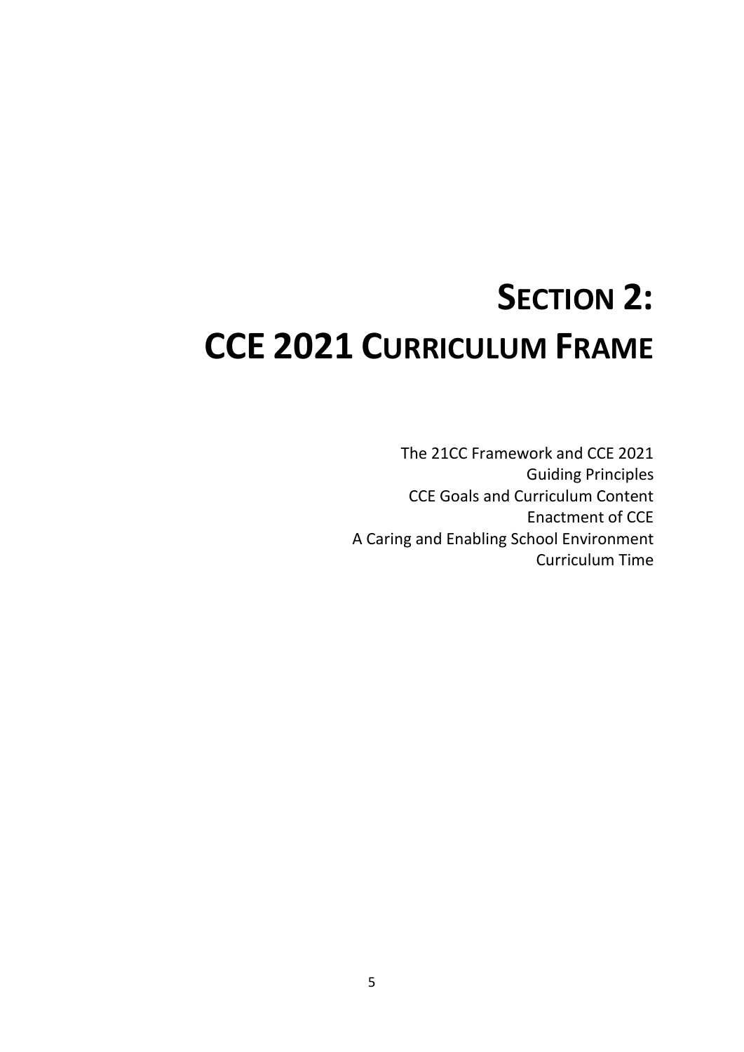# SECTION 2: CCE 2021 CURRICULUM FRAME

The 21CC Framework and CCE 2021
Guiding Principles
CCE Goals and Curriculum Content
Enactment of CCE
A Caring and Enabling School Environment
Curriculum Time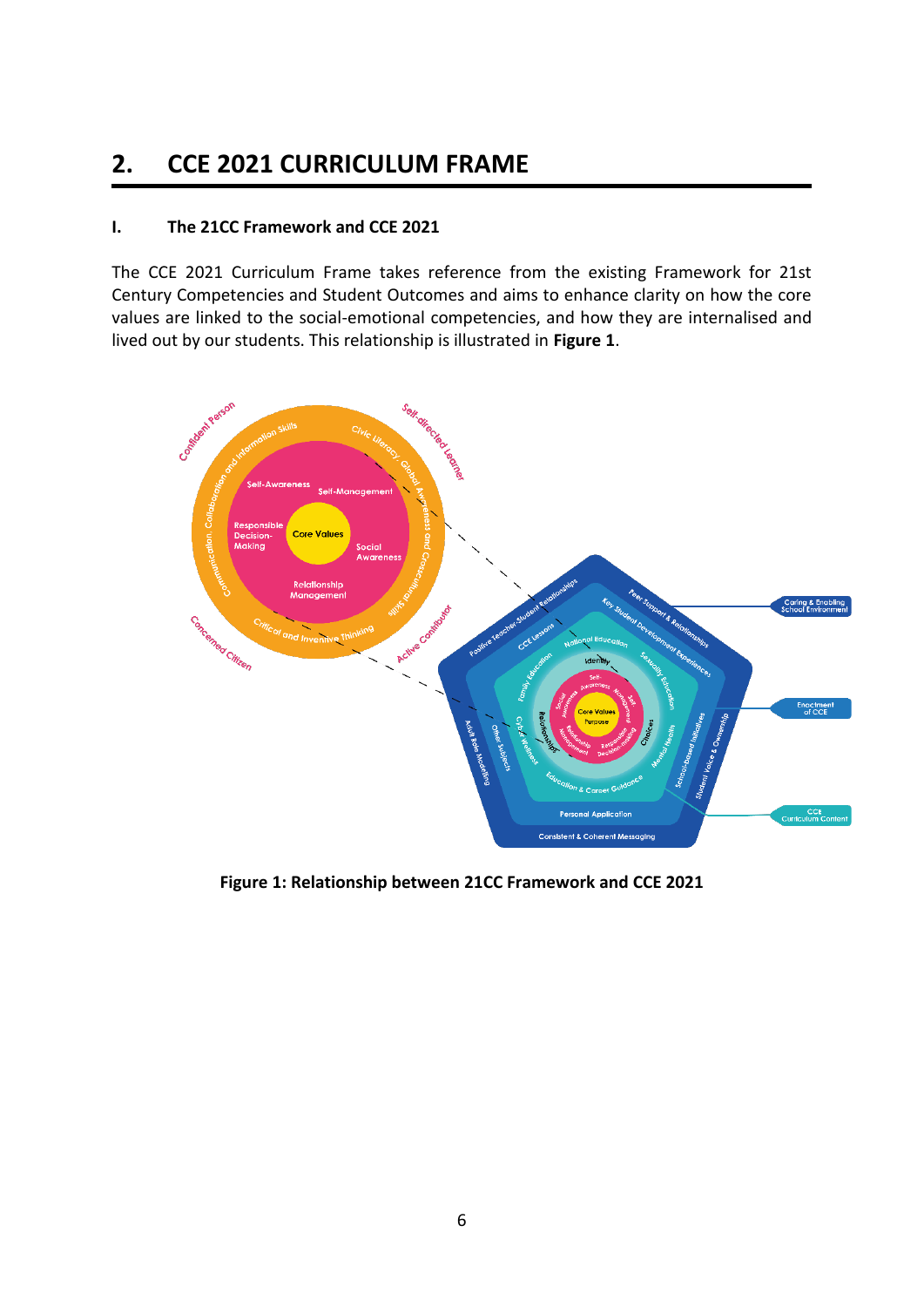## 2. CCE 2021 CURRICULUM FRAME

### I. The 21CC Framework and CCE 2021

The CCE 2021 Curriculum Frame takes reference from the existing Framework for 21st Century Competencies and Student Outcomes and aims to enhance clarity on how the core values are linked to the social-emotional competencies, and how they are internalised and lived out by our students. This relationship is illustrated in **Figure 1**.

**Figure 1: Relationship between 21CC Framework and CCE 2021**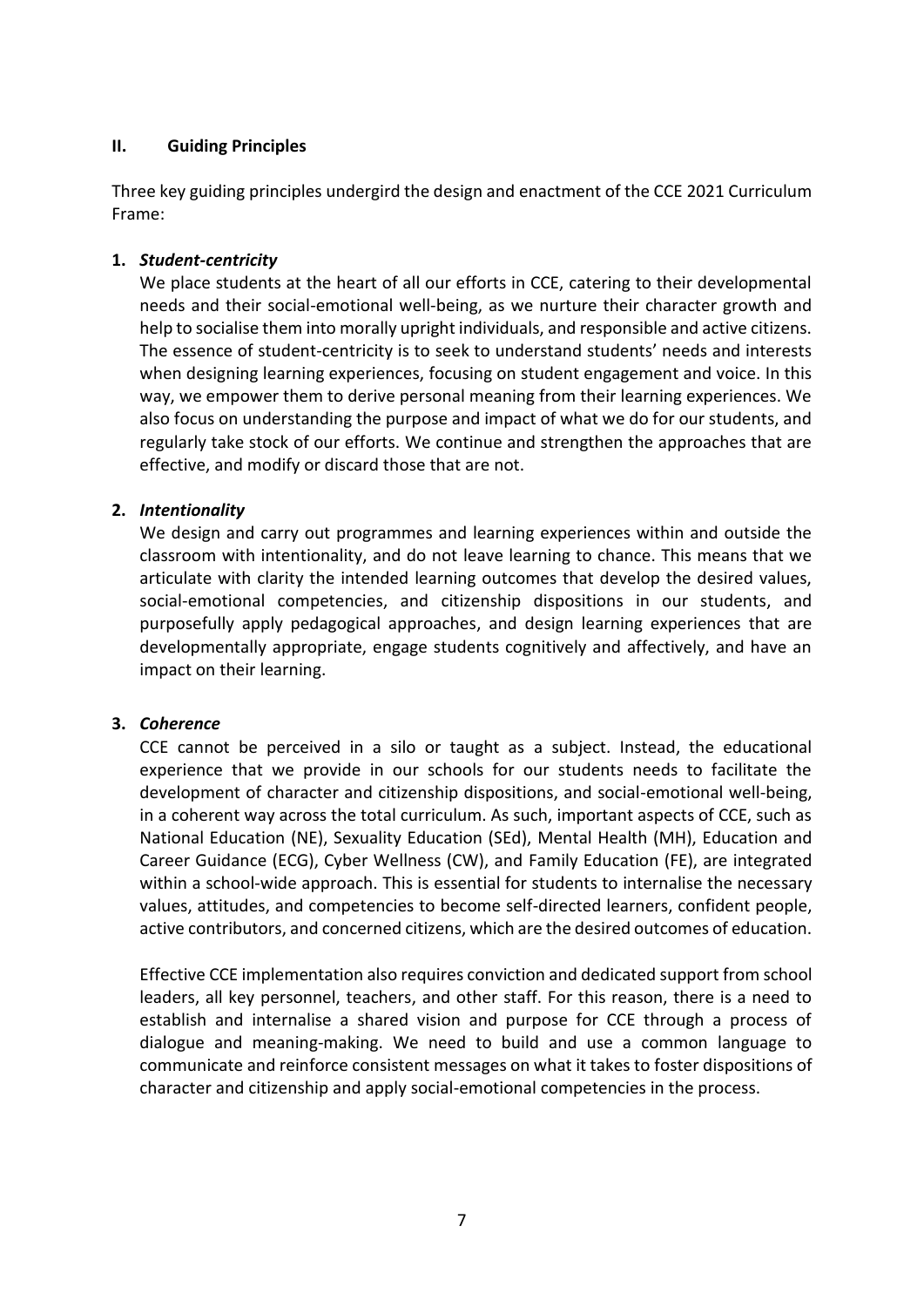## II. Guiding Principles

Three key guiding principles undergird the design and enactment of the CCE 2021 Curriculum Frame:

1. ***Student-centricity***

   We place students at the heart of all our efforts in CCE, catering to their developmental needs and their social-emotional well-being, as we nurture their character growth and help to socialise them into morally upright individuals, and responsible and active citizens. The essence of student-centricity is to seek to understand students' needs and interests when designing learning experiences, focusing on student engagement and voice. In this way, we empower them to derive personal meaning from their learning experiences. We also focus on understanding the purpose and impact of what we do for our students, and regularly take stock of our efforts. We continue and strengthen the approaches that are effective, and modify or discard those that are not.

2. ***Intentionality***

   We design and carry out programmes and learning experiences within and outside the classroom with intentionality, and do not leave learning to chance. This means that we articulate with clarity the intended learning outcomes that develop the desired values, social-emotional competencies, and citizenship dispositions in our students, and purposefully apply pedagogical approaches, and design learning experiences that are developmentally appropriate, engage students cognitively and affectively, and have an impact on their learning.

3. ***Coherence***

   CCE cannot be perceived in a silo or taught as a subject. Instead, the educational experience that we provide in our schools for our students needs to facilitate the development of character and citizenship dispositions, and social-emotional well-being, in a coherent way across the total curriculum. As such, important aspects of CCE, such as National Education (NE), Sexuality Education (SEd), Mental Health (MH), Education and Career Guidance (ECG), Cyber Wellness (CW), and Family Education (FE), are integrated within a school-wide approach. This is essential for students to internalise the necessary values, attitudes, and competencies to become self-directed learners, confident people, active contributors, and concerned citizens, which are the desired outcomes of education.

   Effective CCE implementation also requires conviction and dedicated support from school leaders, all key personnel, teachers, and other staff. For this reason, there is a need to establish and internalise a shared vision and purpose for CCE through a process of dialogue and meaning-making. We need to build and use a common language to communicate and reinforce consistent messages on what it takes to foster dispositions of character and citizenship and apply social-emotional competencies in the process.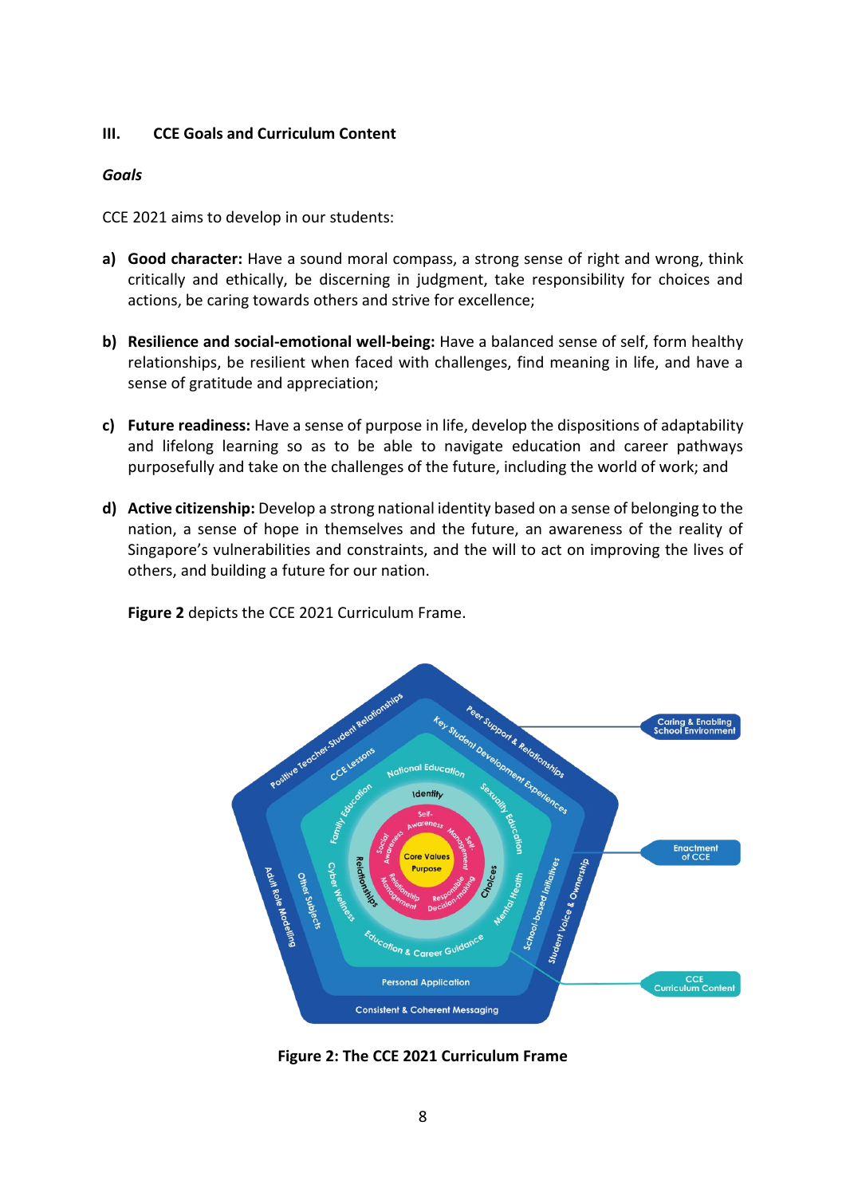## III. CCE Goals and Curriculum Content

### *Goals*

CCE 2021 aims to develop in our students:

a) **Good character:** Have a sound moral compass, a strong sense of right and wrong, think critically and ethically, be discerning in judgment, take responsibility for choices and actions, be caring towards others and strive for excellence;

b) **Resilience and social-emotional well-being:** Have a balanced sense of self, form healthy relationships, be resilient when faced with challenges, find meaning in life, and have a sense of gratitude and appreciation;

c) **Future readiness:** Have a sense of purpose in life, develop the dispositions of adaptability and lifelong learning so as to be able to navigate education and career pathways purposefully and take on the challenges of the future, including the world of work; and

d) **Active citizenship:** Develop a strong national identity based on a sense of belonging to the nation, a sense of hope in themselves and the future, an awareness of the reality of Singapore's vulnerabilities and constraints, and the will to act on improving the lives of others, and building a future for our nation.

**Figure 2** depicts the CCE 2021 Curriculum Frame.

**Figure 2: The CCE 2021 Curriculum Frame**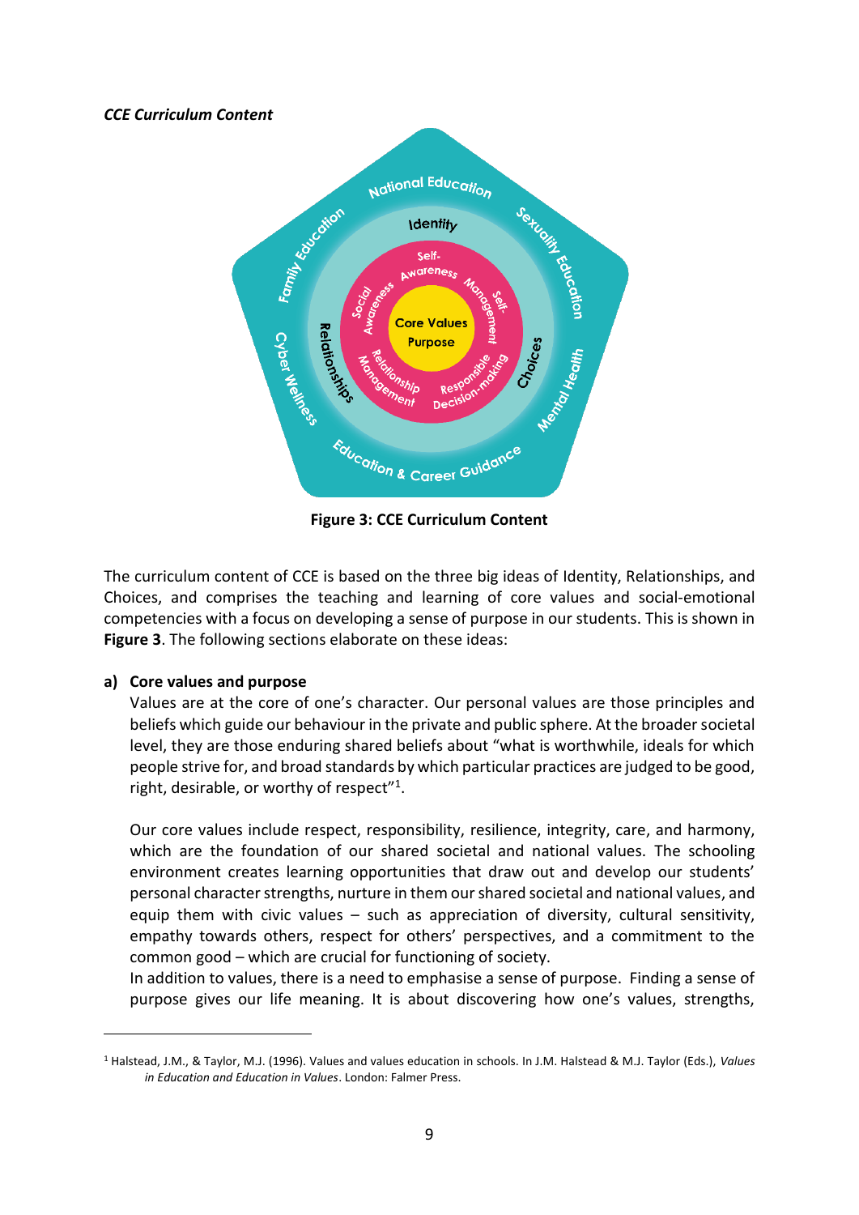***CCE Curriculum Content***

**Figure 3: CCE Curriculum Content**

The curriculum content of CCE is based on the three big ideas of Identity, Relationships, and Choices, and comprises the teaching and learning of core values and social-emotional competencies with a focus on developing a sense of purpose in our students. This is shown in **Figure 3**. The following sections elaborate on these ideas:

**a) Core values and purpose**

Values are at the core of one's character. Our personal values are those principles and beliefs which guide our behaviour in the private and public sphere. At the broader societal level, they are those enduring shared beliefs about "what is worthwhile, ideals for which people strive for, and broad standards by which particular practices are judged to be good, right, desirable, or worthy of respect"[1].

Our core values include respect, responsibility, resilience, integrity, care, and harmony, which are the foundation of our shared societal and national values. The schooling environment creates learning opportunities that draw out and develop our students' personal character strengths, nurture in them our shared societal and national values, and equip them with civic values – such as appreciation of diversity, cultural sensitivity, empathy towards others, respect for others' perspectives, and a commitment to the common good – which are crucial for functioning of society.

In addition to values, there is a need to emphasise a sense of purpose. Finding a sense of purpose gives our life meaning. It is about discovering how one's values, strengths,

---

[1] Halstead, J.M., & Taylor, M.J. (1996). Values and values education in schools. In J.M. Halstead & M.J. Taylor (Eds.), *Values in Education and Education in Values*. London: Falmer Press.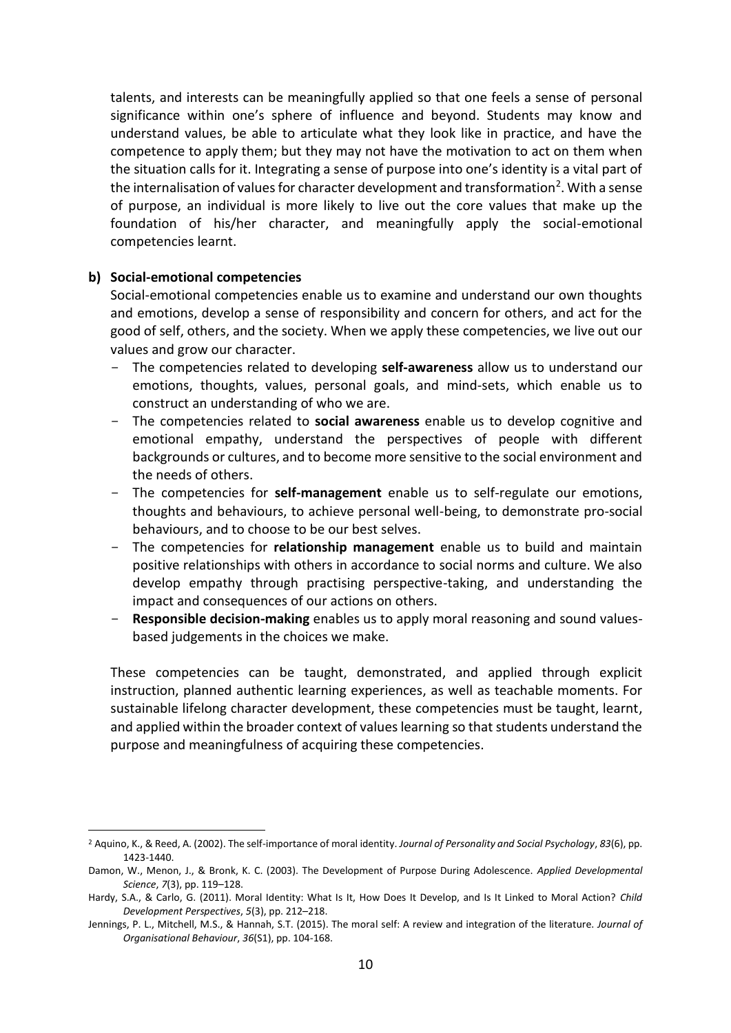talents, and interests can be meaningfully applied so that one feels a sense of personal significance within one's sphere of influence and beyond. Students may know and understand values, be able to articulate what they look like in practice, and have the competence to apply them; but they may not have the motivation to act on them when the situation calls for it. Integrating a sense of purpose into one's identity is a vital part of the internalisation of values for character development and transformation[2]. With a sense of purpose, an individual is more likely to live out the core values that make up the foundation of his/her character, and meaningfully apply the social-emotional competencies learnt.

**b) Social-emotional competencies**

Social-emotional competencies enable us to examine and understand our own thoughts and emotions, develop a sense of responsibility and concern for others, and act for the good of self, others, and the society. When we apply these competencies, we live out our values and grow our character.

- The competencies related to developing **self-awareness** allow us to understand our emotions, thoughts, values, personal goals, and mind-sets, which enable us to construct an understanding of who we are.
- The competencies related to **social awareness** enable us to develop cognitive and emotional empathy, understand the perspectives of people with different backgrounds or cultures, and to become more sensitive to the social environment and the needs of others.
- The competencies for **self-management** enable us to self-regulate our emotions, thoughts and behaviours, to achieve personal well-being, to demonstrate pro-social behaviours, and to choose to be our best selves.
- The competencies for **relationship management** enable us to build and maintain positive relationships with others in accordance to social norms and culture. We also develop empathy through practising perspective-taking, and understanding the impact and consequences of our actions on others.
- **Responsible decision-making** enables us to apply moral reasoning and sound values-based judgements in the choices we make.

These competencies can be taught, demonstrated, and applied through explicit instruction, planned authentic learning experiences, as well as teachable moments. For sustainable lifelong character development, these competencies must be taught, learnt, and applied within the broader context of values learning so that students understand the purpose and meaningfulness of acquiring these competencies.

---

[2] Aquino, K., & Reed, A. (2002). The self-importance of moral identity. *Journal of Personality and Social Psychology*, *83*(6), pp. 1423-1440.

Damon, W., Menon, J., & Bronk, K. C. (2003). The Development of Purpose During Adolescence. *Applied Developmental Science*, *7*(3), pp. 119–128.

Hardy, S.A., & Carlo, G. (2011). Moral Identity: What Is It, How Does It Develop, and Is It Linked to Moral Action? *Child Development Perspectives*, *5*(3), pp. 212–218.

Jennings, P. L., Mitchell, M.S., & Hannah, S.T. (2015). The moral self: A review and integration of the literature. *Journal of Organisational Behaviour*, *36*(S1), pp. 104-168.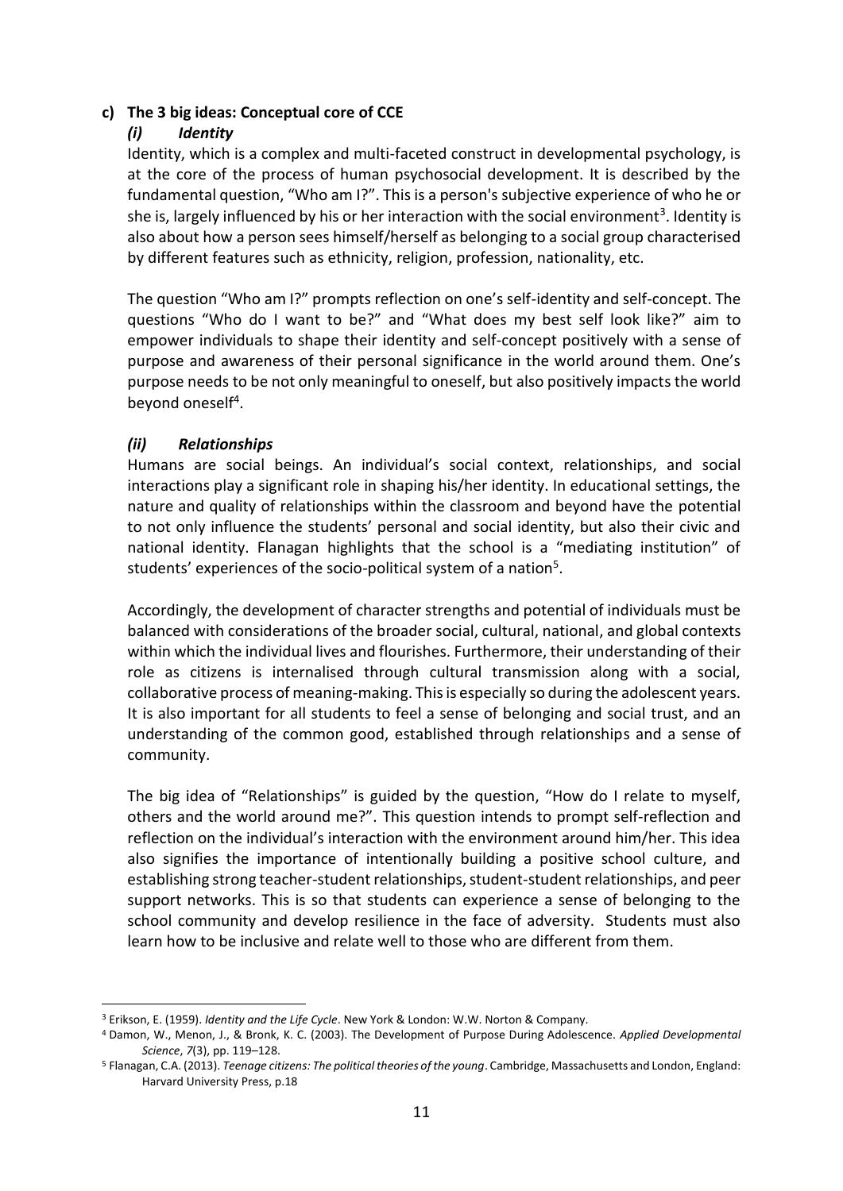**c) The 3 big ideas: Conceptual core of CCE**

***(i) Identity***

Identity, which is a complex and multi-faceted construct in developmental psychology, is at the core of the process of human psychosocial development. It is described by the fundamental question, "Who am I?". This is a person's subjective experience of who he or she is, largely influenced by his or her interaction with the social environment[3]. Identity is also about how a person sees himself/herself as belonging to a social group characterised by different features such as ethnicity, religion, profession, nationality, etc.

The question "Who am I?" prompts reflection on one's self-identity and self-concept. The questions "Who do I want to be?" and "What does my best self look like?" aim to empower individuals to shape their identity and self-concept positively with a sense of purpose and awareness of their personal significance in the world around them. One's purpose needs to be not only meaningful to oneself, but also positively impacts the world beyond oneself[4].

***(ii) Relationships***

Humans are social beings. An individual's social context, relationships, and social interactions play a significant role in shaping his/her identity. In educational settings, the nature and quality of relationships within the classroom and beyond have the potential to not only influence the students' personal and social identity, but also their civic and national identity. Flanagan highlights that the school is a "mediating institution" of students' experiences of the socio-political system of a nation[5].

Accordingly, the development of character strengths and potential of individuals must be balanced with considerations of the broader social, cultural, national, and global contexts within which the individual lives and flourishes. Furthermore, their understanding of their role as citizens is internalised through cultural transmission along with a social, collaborative process of meaning-making. This is especially so during the adolescent years. It is also important for all students to feel a sense of belonging and social trust, and an understanding of the common good, established through relationships and a sense of community.

The big idea of "Relationships" is guided by the question, "How do I relate to myself, others and the world around me?". This question intends to prompt self-reflection and reflection on the individual's interaction with the environment around him/her. This idea also signifies the importance of intentionally building a positive school culture, and establishing strong teacher-student relationships, student-student relationships, and peer support networks. This is so that students can experience a sense of belonging to the school community and develop resilience in the face of adversity. Students must also learn how to be inclusive and relate well to those who are different from them.

---

[3] Erikson, E. (1959). *Identity and the Life Cycle*. New York & London: W.W. Norton & Company.

[4] Damon, W., Menon, J., & Bronk, K. C. (2003). The Development of Purpose During Adolescence. *Applied Developmental Science*, *7*(3), pp. 119–128.

[5] Flanagan, C.A. (2013). *Teenage citizens: The political theories of the young*. Cambridge, Massachusetts and London, England: Harvard University Press, p.18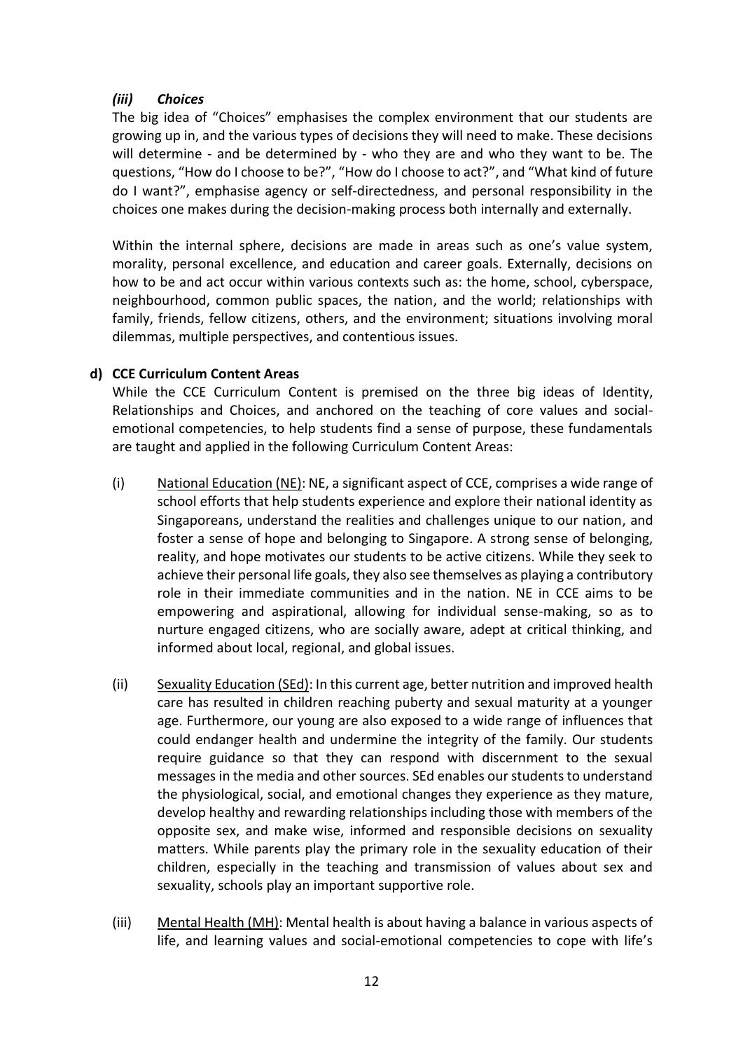#### *(iii) Choices*

The big idea of "Choices" emphasises the complex environment that our students are growing up in, and the various types of decisions they will need to make. These decisions will determine - and be determined by - who they are and who they want to be. The questions, "How do I choose to be?", "How do I choose to act?", and "What kind of future do I want?", emphasise agency or self-directedness, and personal responsibility in the choices one makes during the decision-making process both internally and externally.

Within the internal sphere, decisions are made in areas such as one's value system, morality, personal excellence, and education and career goals. Externally, decisions on how to be and act occur within various contexts such as: the home, school, cyberspace, neighbourhood, common public spaces, the nation, and the world; relationships with family, friends, fellow citizens, others, and the environment; situations involving moral dilemmas, multiple perspectives, and contentious issues.

### d) CCE Curriculum Content Areas

While the CCE Curriculum Content is premised on the three big ideas of Identity, Relationships and Choices, and anchored on the teaching of core values and social-emotional competencies, to help students find a sense of purpose, these fundamentals are taught and applied in the following Curriculum Content Areas:

(i) <u>National Education (NE)</u>: NE, a significant aspect of CCE, comprises a wide range of school efforts that help students experience and explore their national identity as Singaporeans, understand the realities and challenges unique to our nation, and foster a sense of hope and belonging to Singapore. A strong sense of belonging, reality, and hope motivates our students to be active citizens. While they seek to achieve their personal life goals, they also see themselves as playing a contributory role in their immediate communities and in the nation. NE in CCE aims to be empowering and aspirational, allowing for individual sense-making, so as to nurture engaged citizens, who are socially aware, adept at critical thinking, and informed about local, regional, and global issues.

(ii) <u>Sexuality Education (SEd)</u>: In this current age, better nutrition and improved health care has resulted in children reaching puberty and sexual maturity at a younger age. Furthermore, our young are also exposed to a wide range of influences that could endanger health and undermine the integrity of the family. Our students require guidance so that they can respond with discernment to the sexual messages in the media and other sources. SEd enables our students to understand the physiological, social, and emotional changes they experience as they mature, develop healthy and rewarding relationships including those with members of the opposite sex, and make wise, informed and responsible decisions on sexuality matters. While parents play the primary role in the sexuality education of their children, especially in the teaching and transmission of values about sex and sexuality, schools play an important supportive role.

(iii) <u>Mental Health (MH)</u>: Mental health is about having a balance in various aspects of life, and learning values and social-emotional competencies to cope with life's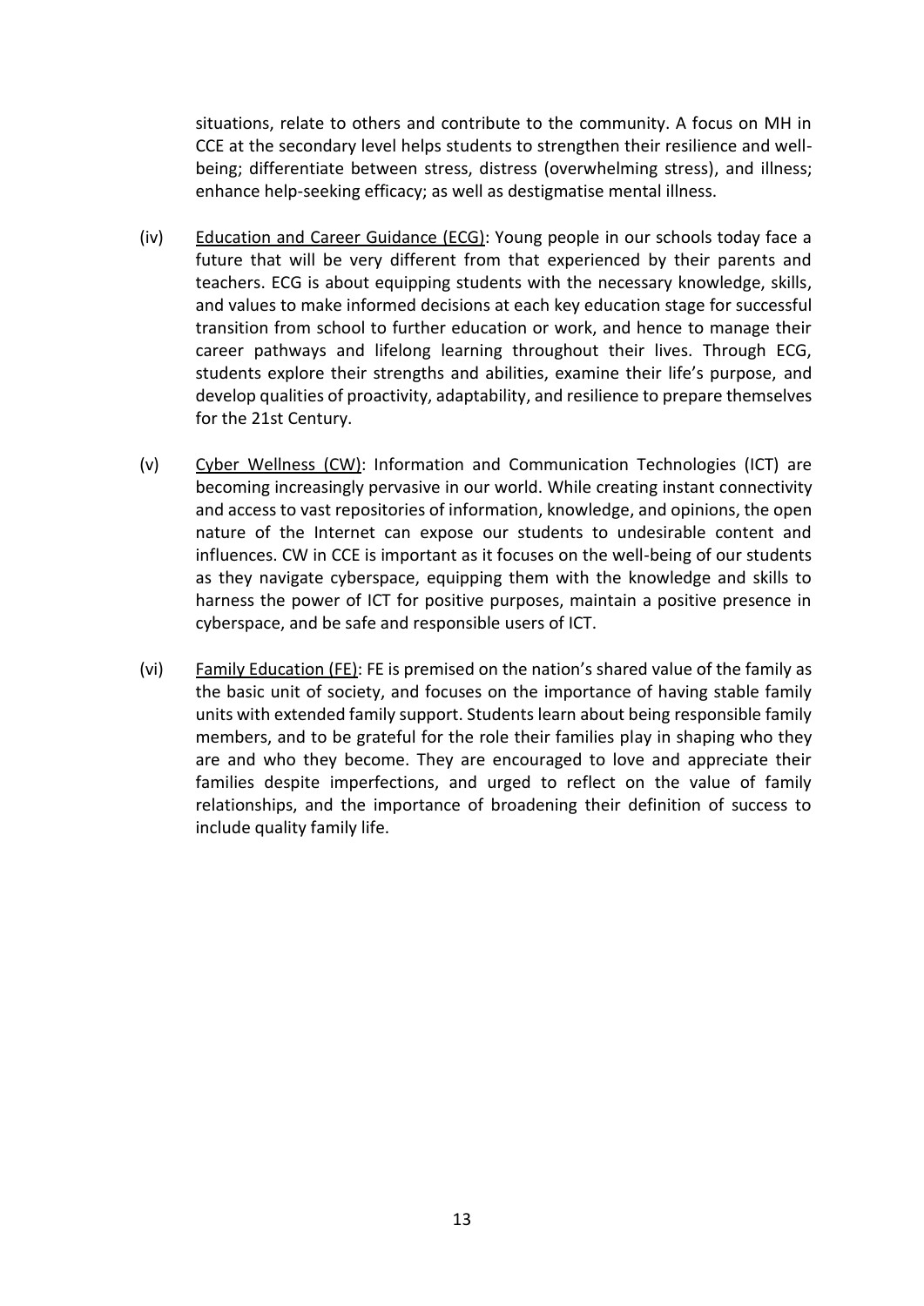situations, relate to others and contribute to the community. A focus on MH in CCE at the secondary level helps students to strengthen their resilience and well-being; differentiate between stress, distress (overwhelming stress), and illness; enhance help-seeking efficacy; as well as destigmatise mental illness.

(iv) <u>Education and Career Guidance (ECG)</u>: Young people in our schools today face a future that will be very different from that experienced by their parents and teachers. ECG is about equipping students with the necessary knowledge, skills, and values to make informed decisions at each key education stage for successful transition from school to further education or work, and hence to manage their career pathways and lifelong learning throughout their lives. Through ECG, students explore their strengths and abilities, examine their life's purpose, and develop qualities of proactivity, adaptability, and resilience to prepare themselves for the 21st Century.

(v) <u>Cyber Wellness (CW)</u>: Information and Communication Technologies (ICT) are becoming increasingly pervasive in our world. While creating instant connectivity and access to vast repositories of information, knowledge, and opinions, the open nature of the Internet can expose our students to undesirable content and influences. CW in CCE is important as it focuses on the well-being of our students as they navigate cyberspace, equipping them with the knowledge and skills to harness the power of ICT for positive purposes, maintain a positive presence in cyberspace, and be safe and responsible users of ICT.

(vi) <u>Family Education (FE)</u>: FE is premised on the nation's shared value of the family as the basic unit of society, and focuses on the importance of having stable family units with extended family support. Students learn about being responsible family members, and to be grateful for the role their families play in shaping who they are and who they become. They are encouraged to love and appreciate their families despite imperfections, and urged to reflect on the value of family relationships, and the importance of broadening their definition of success to include quality family life.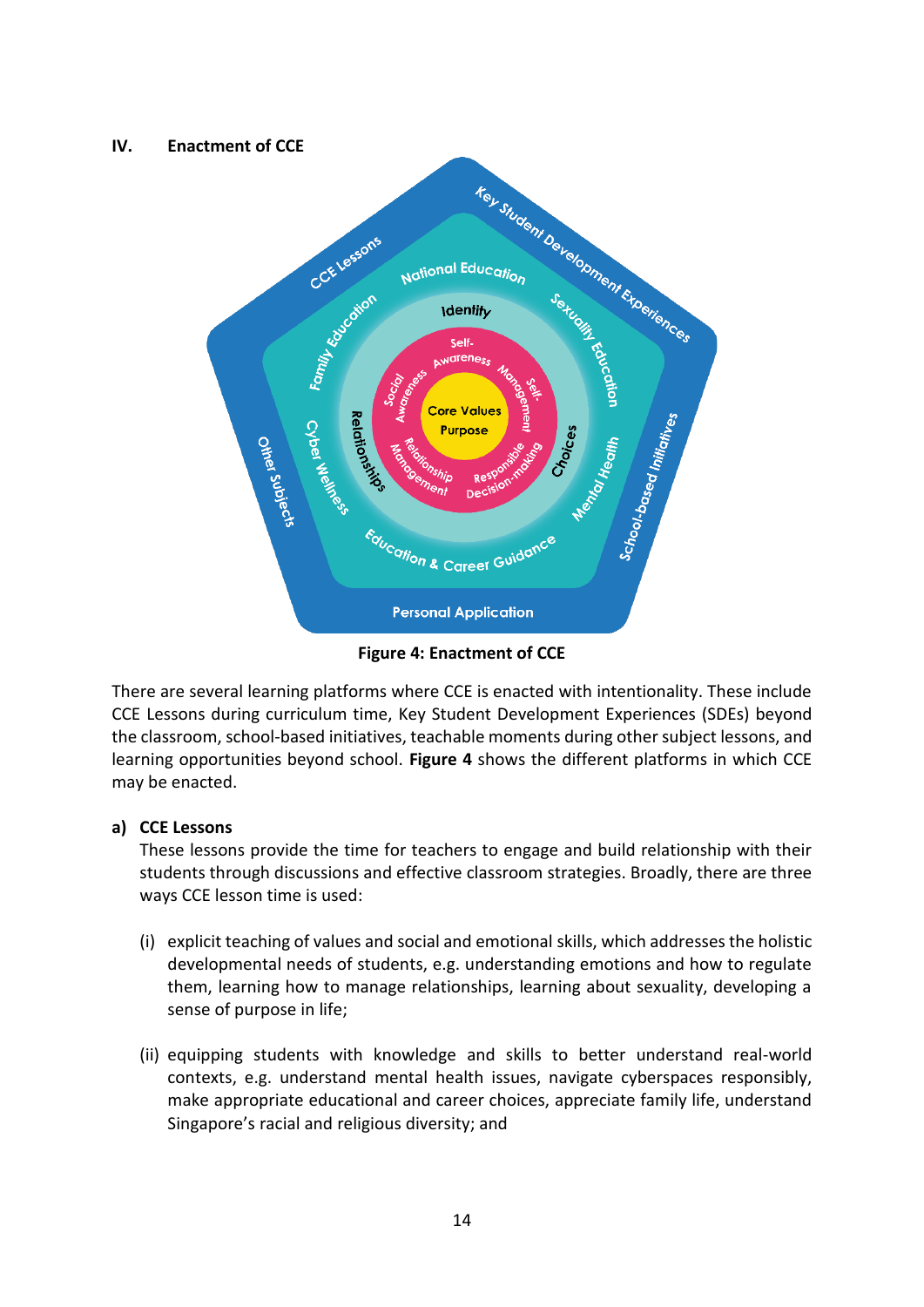## IV. Enactment of CCE

**Figure 4: Enactment of CCE**

There are several learning platforms where CCE is enacted with intentionality. These include CCE Lessons during curriculum time, Key Student Development Experiences (SDEs) beyond the classroom, school-based initiatives, teachable moments during other subject lessons, and learning opportunities beyond school. **Figure 4** shows the different platforms in which CCE may be enacted.

### a) CCE Lessons

These lessons provide the time for teachers to engage and build relationship with their students through discussions and effective classroom strategies. Broadly, there are three ways CCE lesson time is used:

(i) explicit teaching of values and social and emotional skills, which addresses the holistic developmental needs of students, e.g. understanding emotions and how to regulate them, learning how to manage relationships, learning about sexuality, developing a sense of purpose in life;

(ii) equipping students with knowledge and skills to better understand real-world contexts, e.g. understand mental health issues, navigate cyberspaces responsibly, make appropriate educational and career choices, appreciate family life, understand Singapore's racial and religious diversity; and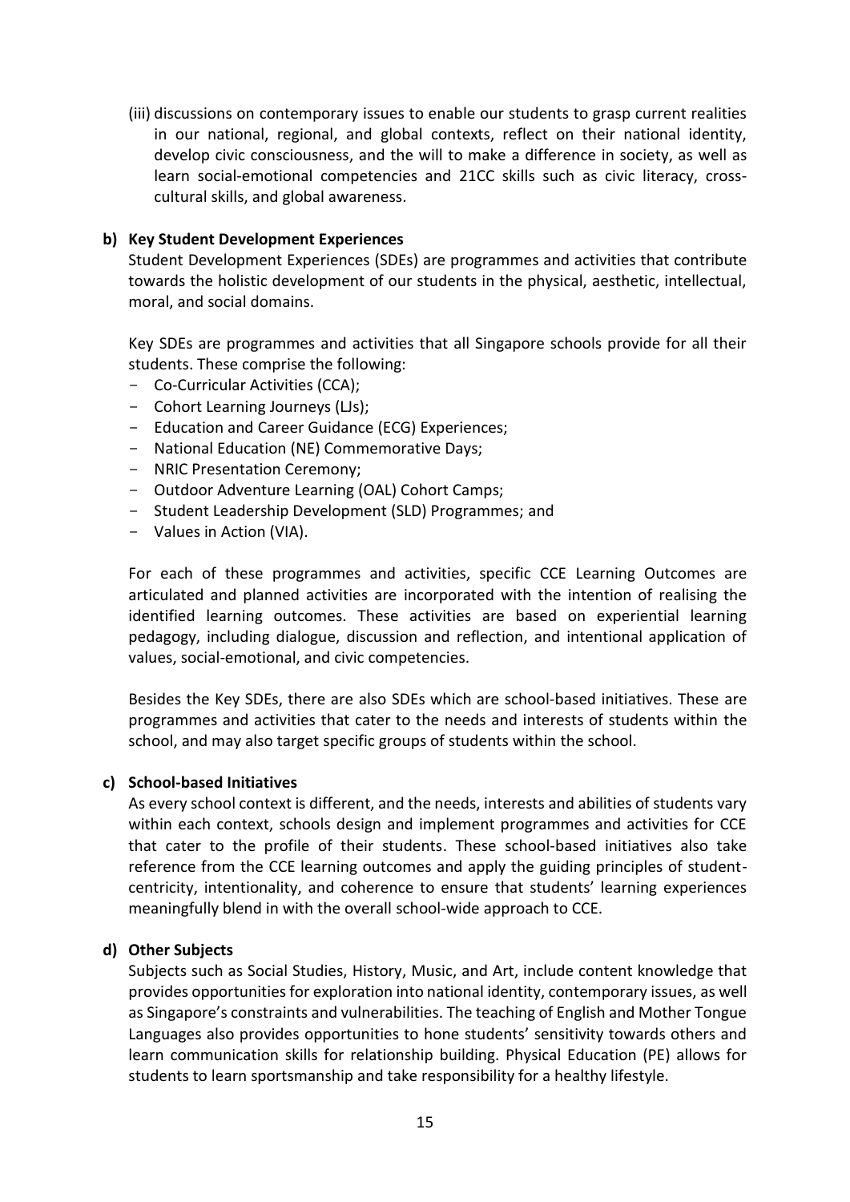(iii) discussions on contemporary issues to enable our students to grasp current realities in our national, regional, and global contexts, reflect on their national identity, develop civic consciousness, and the will to make a difference in society, as well as learn social-emotional competencies and 21CC skills such as civic literacy, cross-cultural skills, and global awareness.

**b) Key Student Development Experiences**

Student Development Experiences (SDEs) are programmes and activities that contribute towards the holistic development of our students in the physical, aesthetic, intellectual, moral, and social domains.

Key SDEs are programmes and activities that all Singapore schools provide for all their students. These comprise the following:

- Co-Curricular Activities (CCA);
- Cohort Learning Journeys (LJs);
- Education and Career Guidance (ECG) Experiences;
- National Education (NE) Commemorative Days;
- NRIC Presentation Ceremony;
- Outdoor Adventure Learning (OAL) Cohort Camps;
- Student Leadership Development (SLD) Programmes; and
- Values in Action (VIA).

For each of these programmes and activities, specific CCE Learning Outcomes are articulated and planned activities are incorporated with the intention of realising the identified learning outcomes. These activities are based on experiential learning pedagogy, including dialogue, discussion and reflection, and intentional application of values, social-emotional, and civic competencies.

Besides the Key SDEs, there are also SDEs which are school-based initiatives. These are programmes and activities that cater to the needs and interests of students within the school, and may also target specific groups of students within the school.

**c) School-based Initiatives**

As every school context is different, and the needs, interests and abilities of students vary within each context, schools design and implement programmes and activities for CCE that cater to the profile of their students. These school-based initiatives also take reference from the CCE learning outcomes and apply the guiding principles of student-centricity, intentionality, and coherence to ensure that students' learning experiences meaningfully blend in with the overall school-wide approach to CCE.

**d) Other Subjects**

Subjects such as Social Studies, History, Music, and Art, include content knowledge that provides opportunities for exploration into national identity, contemporary issues, as well as Singapore's constraints and vulnerabilities. The teaching of English and Mother Tongue Languages also provides opportunities to hone students' sensitivity towards others and learn communication skills for relationship building. Physical Education (PE) allows for students to learn sportsmanship and take responsibility for a healthy lifestyle.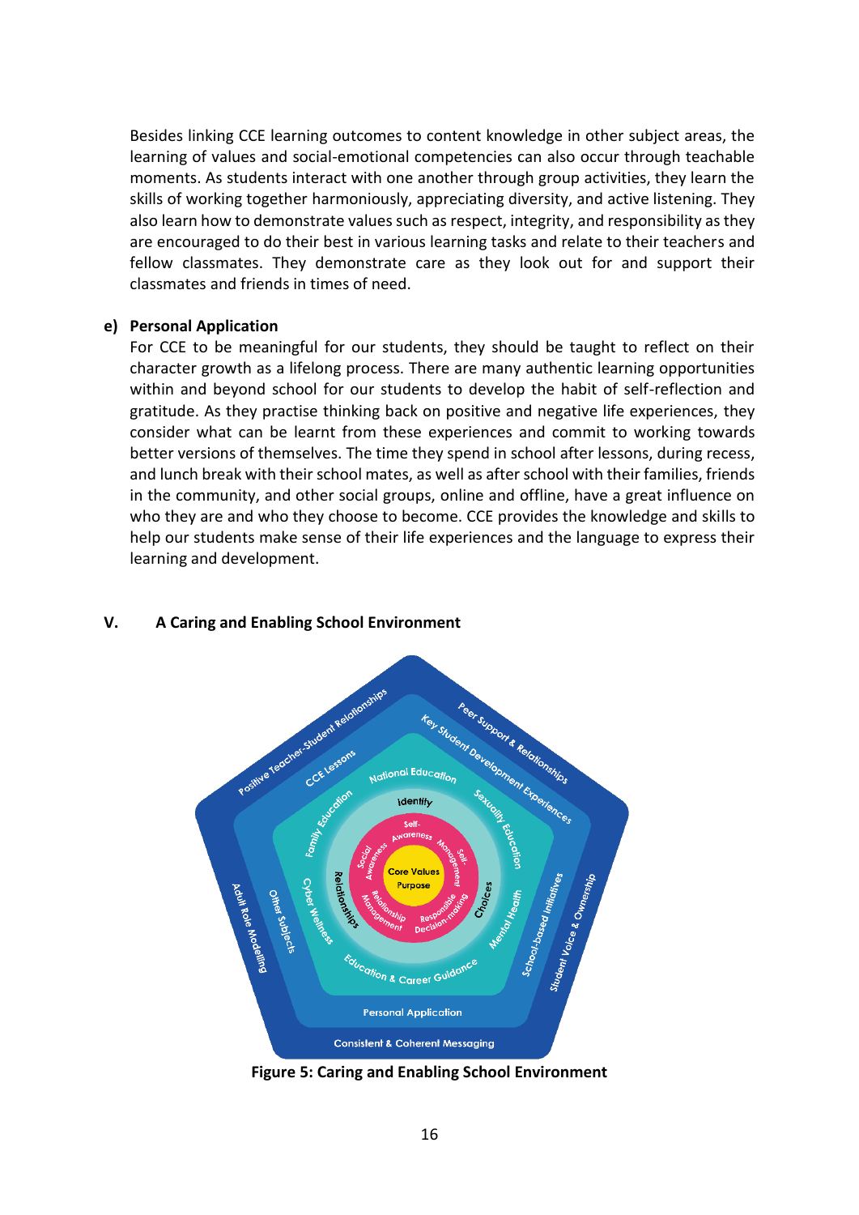Besides linking CCE learning outcomes to content knowledge in other subject areas, the learning of values and social-emotional competencies can also occur through teachable moments. As students interact with one another through group activities, they learn the skills of working together harmoniously, appreciating diversity, and active listening. They also learn how to demonstrate values such as respect, integrity, and responsibility as they are encouraged to do their best in various learning tasks and relate to their teachers and fellow classmates. They demonstrate care as they look out for and support their classmates and friends in times of need.

**e) Personal Application**

For CCE to be meaningful for our students, they should be taught to reflect on their character growth as a lifelong process. There are many authentic learning opportunities within and beyond school for our students to develop the habit of self-reflection and gratitude. As they practise thinking back on positive and negative life experiences, they consider what can be learnt from these experiences and commit to working towards better versions of themselves. The time they spend in school after lessons, during recess, and lunch break with their school mates, as well as after school with their families, friends in the community, and other social groups, online and offline, have a great influence on who they are and who they choose to become. CCE provides the knowledge and skills to help our students make sense of their life experiences and the language to express their learning and development.

## V. A Caring and Enabling School Environment

**Figure 5: Caring and Enabling School Environment**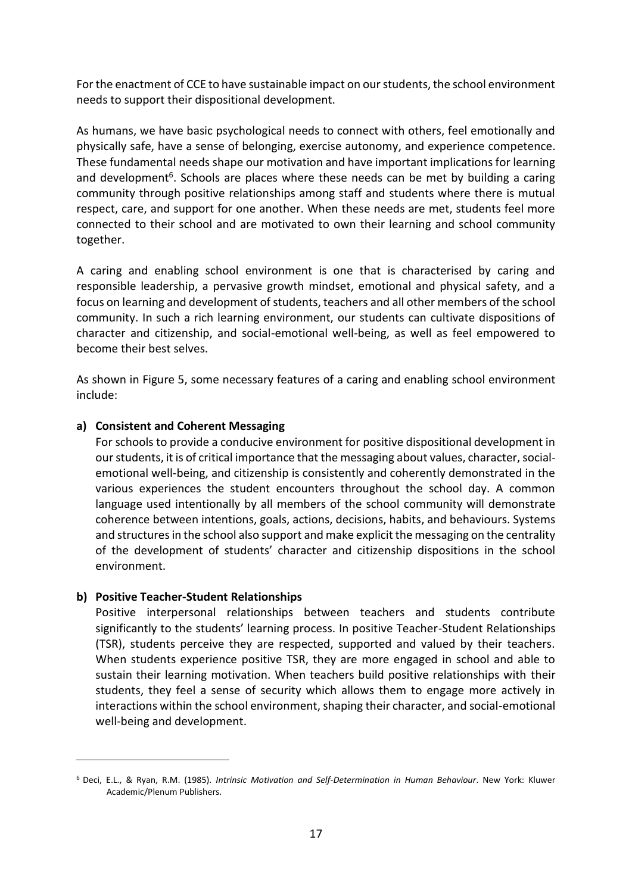For the enactment of CCE to have sustainable impact on our students, the school environment needs to support their dispositional development.

As humans, we have basic psychological needs to connect with others, feel emotionally and physically safe, have a sense of belonging, exercise autonomy, and experience competence. These fundamental needs shape our motivation and have important implications for learning and development[6]. Schools are places where these needs can be met by building a caring community through positive relationships among staff and students where there is mutual respect, care, and support for one another. When these needs are met, students feel more connected to their school and are motivated to own their learning and school community together.

A caring and enabling school environment is one that is characterised by caring and responsible leadership, a pervasive growth mindset, emotional and physical safety, and a focus on learning and development of students, teachers and all other members of the school community. In such a rich learning environment, our students can cultivate dispositions of character and citizenship, and social-emotional well-being, as well as feel empowered to become their best selves.

As shown in Figure 5, some necessary features of a caring and enabling school environment include:

**a) Consistent and Coherent Messaging**

For schools to provide a conducive environment for positive dispositional development in our students, it is of critical importance that the messaging about values, character, social-emotional well-being, and citizenship is consistently and coherently demonstrated in the various experiences the student encounters throughout the school day. A common language used intentionally by all members of the school community will demonstrate coherence between intentions, goals, actions, decisions, habits, and behaviours. Systems and structures in the school also support and make explicit the messaging on the centrality of the development of students' character and citizenship dispositions in the school environment.

**b) Positive Teacher-Student Relationships**

Positive interpersonal relationships between teachers and students contribute significantly to the students' learning process. In positive Teacher-Student Relationships (TSR), students perceive they are respected, supported and valued by their teachers. When students experience positive TSR, they are more engaged in school and able to sustain their learning motivation. When teachers build positive relationships with their students, they feel a sense of security which allows them to engage more actively in interactions within the school environment, shaping their character, and social-emotional well-being and development.

---

[6] Deci, E.L., & Ryan, R.M. (1985). *Intrinsic Motivation and Self-Determination in Human Behaviour*. New York: Kluwer Academic/Plenum Publishers.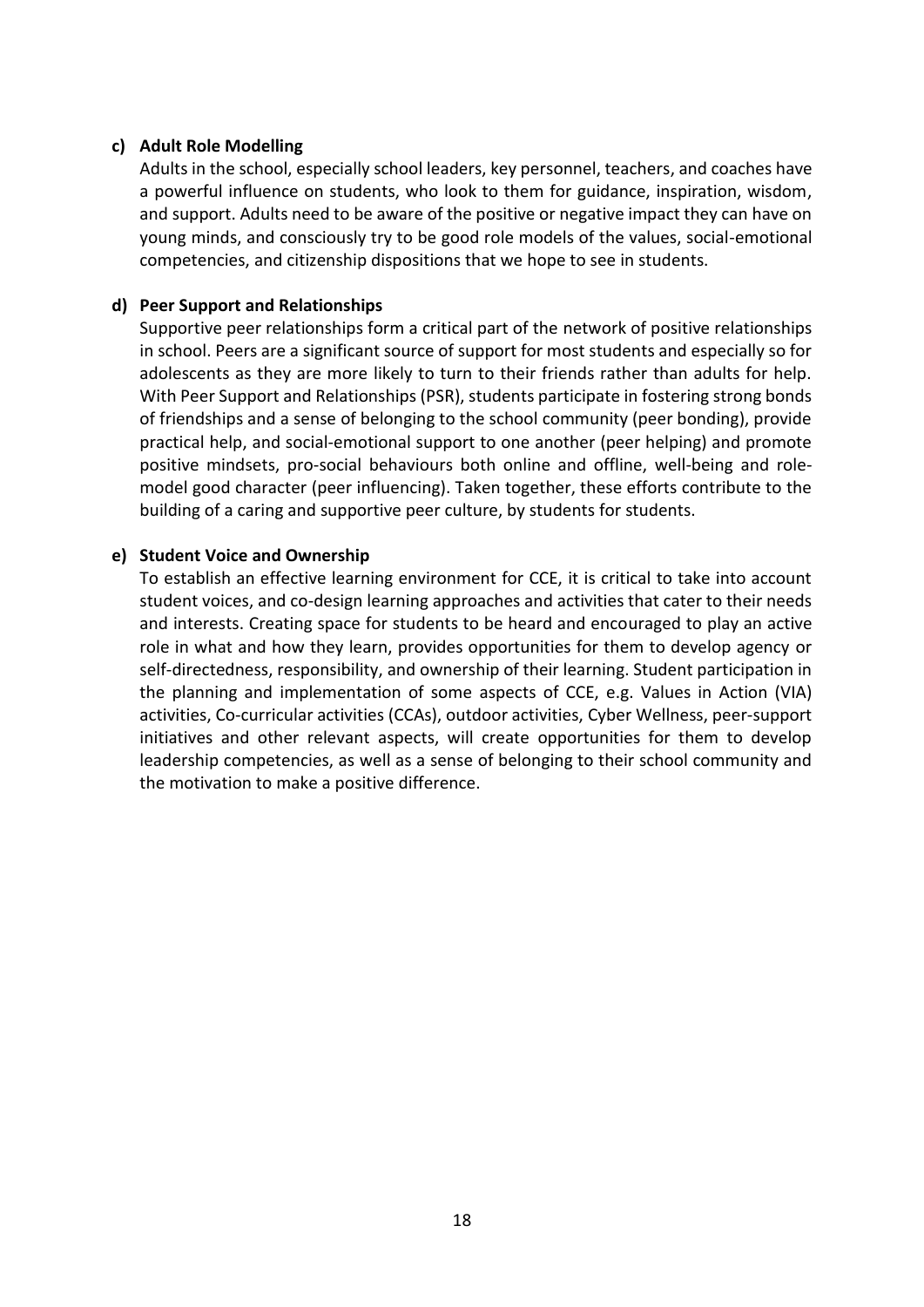**c) Adult Role Modelling**

Adults in the school, especially school leaders, key personnel, teachers, and coaches have a powerful influence on students, who look to them for guidance, inspiration, wisdom, and support. Adults need to be aware of the positive or negative impact they can have on young minds, and consciously try to be good role models of the values, social-emotional competencies, and citizenship dispositions that we hope to see in students.

**d) Peer Support and Relationships**

Supportive peer relationships form a critical part of the network of positive relationships in school. Peers are a significant source of support for most students and especially so for adolescents as they are more likely to turn to their friends rather than adults for help. With Peer Support and Relationships (PSR), students participate in fostering strong bonds of friendships and a sense of belonging to the school community (peer bonding), provide practical help, and social-emotional support to one another (peer helping) and promote positive mindsets, pro-social behaviours both online and offline, well-being and role-model good character (peer influencing). Taken together, these efforts contribute to the building of a caring and supportive peer culture, by students for students.

**e) Student Voice and Ownership**

To establish an effective learning environment for CCE, it is critical to take into account student voices, and co-design learning approaches and activities that cater to their needs and interests. Creating space for students to be heard and encouraged to play an active role in what and how they learn, provides opportunities for them to develop agency or self-directedness, responsibility, and ownership of their learning. Student participation in the planning and implementation of some aspects of CCE, e.g. Values in Action (VIA) activities, Co-curricular activities (CCAs), outdoor activities, Cyber Wellness, peer-support initiatives and other relevant aspects, will create opportunities for them to develop leadership competencies, as well as a sense of belonging to their school community and the motivation to make a positive difference.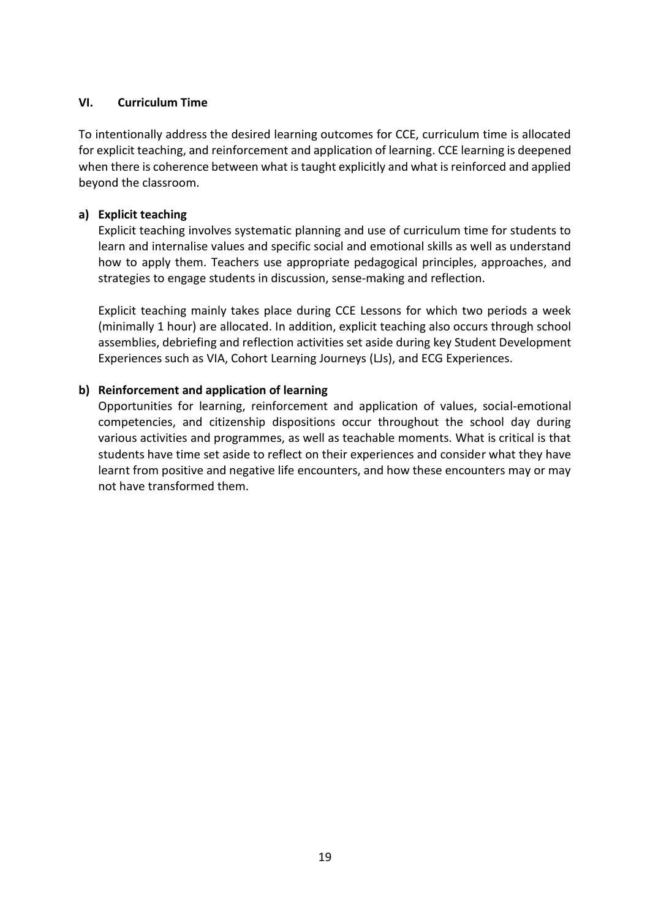## VI. Curriculum Time

To intentionally address the desired learning outcomes for CCE, curriculum time is allocated for explicit teaching, and reinforcement and application of learning. CCE learning is deepened when there is coherence between what is taught explicitly and what is reinforced and applied beyond the classroom.

### a) Explicit teaching

Explicit teaching involves systematic planning and use of curriculum time for students to learn and internalise values and specific social and emotional skills as well as understand how to apply them. Teachers use appropriate pedagogical principles, approaches, and strategies to engage students in discussion, sense-making and reflection.

Explicit teaching mainly takes place during CCE Lessons for which two periods a week (minimally 1 hour) are allocated. In addition, explicit teaching also occurs through school assemblies, debriefing and reflection activities set aside during key Student Development Experiences such as VIA, Cohort Learning Journeys (LJs), and ECG Experiences.

### b) Reinforcement and application of learning

Opportunities for learning, reinforcement and application of values, social-emotional competencies, and citizenship dispositions occur throughout the school day during various activities and programmes, as well as teachable moments. What is critical is that students have time set aside to reflect on their experiences and consider what they have learnt from positive and negative life encounters, and how these encounters may or may not have transformed them.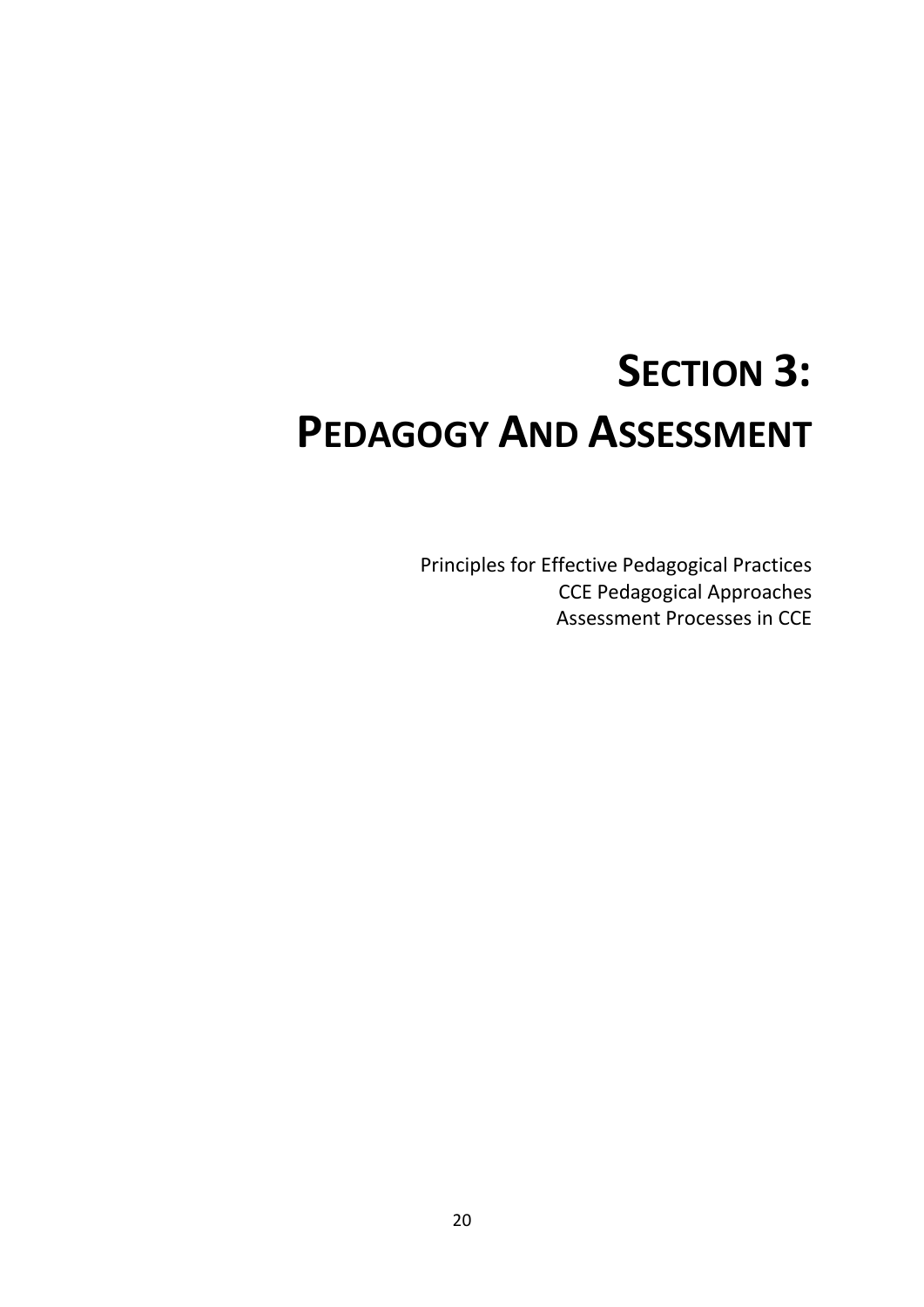# SECTION 3: PEDAGOGY AND ASSESSMENT

Principles for Effective Pedagogical Practices
CCE Pedagogical Approaches
Assessment Processes in CCE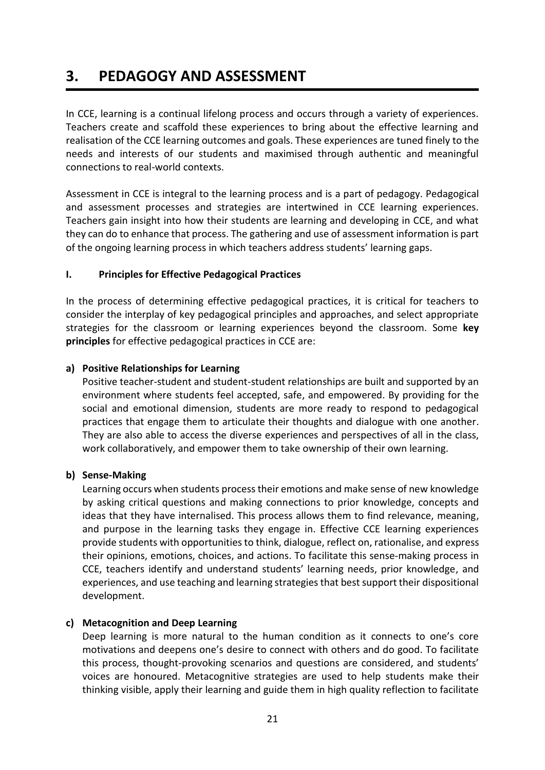# 3. PEDAGOGY AND ASSESSMENT

In CCE, learning is a continual lifelong process and occurs through a variety of experiences. Teachers create and scaffold these experiences to bring about the effective learning and realisation of the CCE learning outcomes and goals. These experiences are tuned finely to the needs and interests of our students and maximised through authentic and meaningful connections to real-world contexts.

Assessment in CCE is integral to the learning process and is a part of pedagogy. Pedagogical and assessment processes and strategies are intertwined in CCE learning experiences. Teachers gain insight into how their students are learning and developing in CCE, and what they can do to enhance that process. The gathering and use of assessment information is part of the ongoing learning process in which teachers address students' learning gaps.

## I. Principles for Effective Pedagogical Practices

In the process of determining effective pedagogical practices, it is critical for teachers to consider the interplay of key pedagogical principles and approaches, and select appropriate strategies for the classroom or learning experiences beyond the classroom. Some **key principles** for effective pedagogical practices in CCE are:

**a) Positive Relationships for Learning**

Positive teacher-student and student-student relationships are built and supported by an environment where students feel accepted, safe, and empowered. By providing for the social and emotional dimension, students are more ready to respond to pedagogical practices that engage them to articulate their thoughts and dialogue with one another. They are also able to access the diverse experiences and perspectives of all in the class, work collaboratively, and empower them to take ownership of their own learning.

**b) Sense-Making**

Learning occurs when students process their emotions and make sense of new knowledge by asking critical questions and making connections to prior knowledge, concepts and ideas that they have internalised. This process allows them to find relevance, meaning, and purpose in the learning tasks they engage in. Effective CCE learning experiences provide students with opportunities to think, dialogue, reflect on, rationalise, and express their opinions, emotions, choices, and actions. To facilitate this sense-making process in CCE, teachers identify and understand students' learning needs, prior knowledge, and experiences, and use teaching and learning strategies that best support their dispositional development.

**c) Metacognition and Deep Learning**

Deep learning is more natural to the human condition as it connects to one's core motivations and deepens one's desire to connect with others and do good. To facilitate this process, thought-provoking scenarios and questions are considered, and students' voices are honoured. Metacognitive strategies are used to help students make their thinking visible, apply their learning and guide them in high quality reflection to facilitate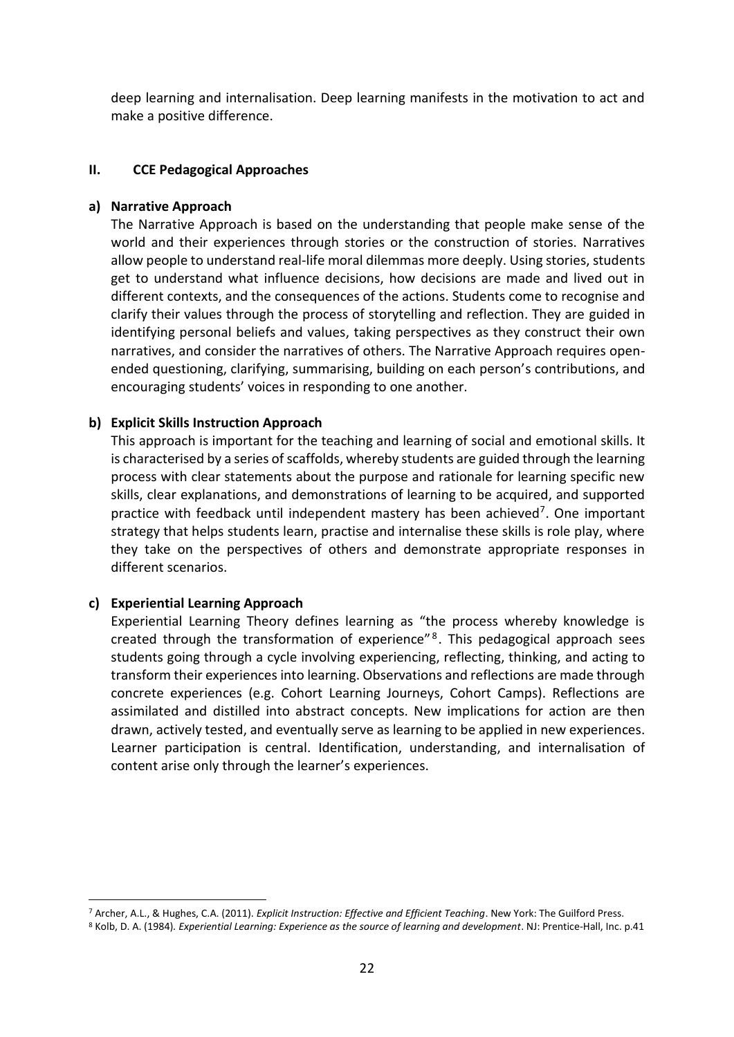deep learning and internalisation. Deep learning manifests in the motivation to act and make a positive difference.

## II. CCE Pedagogical Approaches

### a) Narrative Approach

The Narrative Approach is based on the understanding that people make sense of the world and their experiences through stories or the construction of stories. Narratives allow people to understand real-life moral dilemmas more deeply. Using stories, students get to understand what influence decisions, how decisions are made and lived out in different contexts, and the consequences of the actions. Students come to recognise and clarify their values through the process of storytelling and reflection. They are guided in identifying personal beliefs and values, taking perspectives as they construct their own narratives, and consider the narratives of others. The Narrative Approach requires open-ended questioning, clarifying, summarising, building on each person's contributions, and encouraging students' voices in responding to one another.

### b) Explicit Skills Instruction Approach

This approach is important for the teaching and learning of social and emotional skills. It is characterised by a series of scaffolds, whereby students are guided through the learning process with clear statements about the purpose and rationale for learning specific new skills, clear explanations, and demonstrations of learning to be acquired, and supported practice with feedback until independent mastery has been achieved[7]. One important strategy that helps students learn, practise and internalise these skills is role play, where they take on the perspectives of others and demonstrate appropriate responses in different scenarios.

### c) Experiential Learning Approach

Experiential Learning Theory defines learning as "the process whereby knowledge is created through the transformation of experience"[8]. This pedagogical approach sees students going through a cycle involving experiencing, reflecting, thinking, and acting to transform their experiences into learning. Observations and reflections are made through concrete experiences (e.g. Cohort Learning Journeys, Cohort Camps). Reflections are assimilated and distilled into abstract concepts. New implications for action are then drawn, actively tested, and eventually serve as learning to be applied in new experiences. Learner participation is central. Identification, understanding, and internalisation of content arise only through the learner's experiences.

---

[7] Archer, A.L., & Hughes, C.A. (2011). *Explicit Instruction: Effective and Efficient Teaching*. New York: The Guilford Press.

[8] Kolb, D. A. (1984). *Experiential Learning: Experience as the source of learning and development*. NJ: Prentice-Hall, Inc. p.41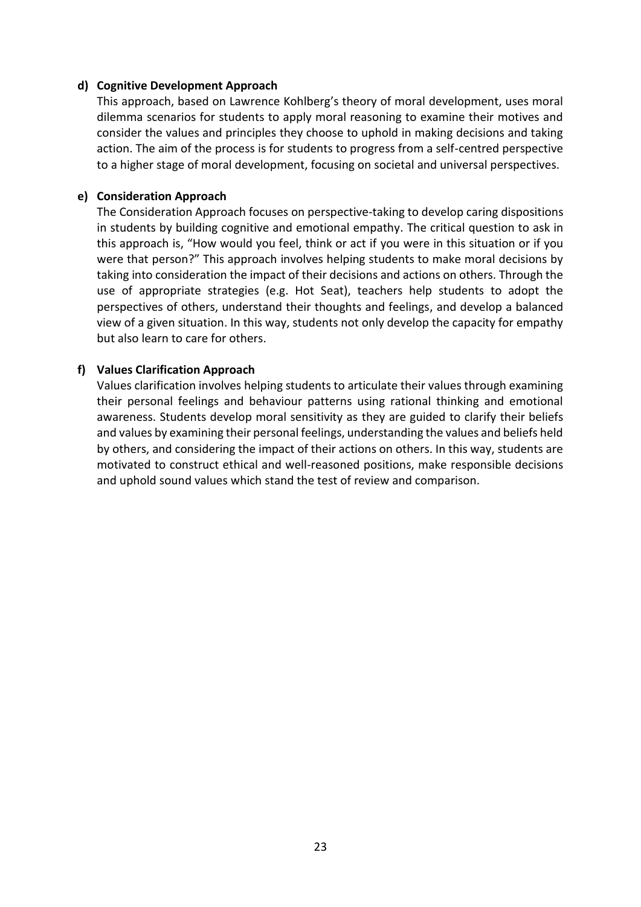**d) Cognitive Development Approach**

This approach, based on Lawrence Kohlberg's theory of moral development, uses moral dilemma scenarios for students to apply moral reasoning to examine their motives and consider the values and principles they choose to uphold in making decisions and taking action. The aim of the process is for students to progress from a self-centred perspective to a higher stage of moral development, focusing on societal and universal perspectives.

**e) Consideration Approach**

The Consideration Approach focuses on perspective-taking to develop caring dispositions in students by building cognitive and emotional empathy. The critical question to ask in this approach is, "How would you feel, think or act if you were in this situation or if you were that person?" This approach involves helping students to make moral decisions by taking into consideration the impact of their decisions and actions on others. Through the use of appropriate strategies (e.g. Hot Seat), teachers help students to adopt the perspectives of others, understand their thoughts and feelings, and develop a balanced view of a given situation. In this way, students not only develop the capacity for empathy but also learn to care for others.

**f) Values Clarification Approach**

Values clarification involves helping students to articulate their values through examining their personal feelings and behaviour patterns using rational thinking and emotional awareness. Students develop moral sensitivity as they are guided to clarify their beliefs and values by examining their personal feelings, understanding the values and beliefs held by others, and considering the impact of their actions on others. In this way, students are motivated to construct ethical and well-reasoned positions, make responsible decisions and uphold sound values which stand the test of review and comparison.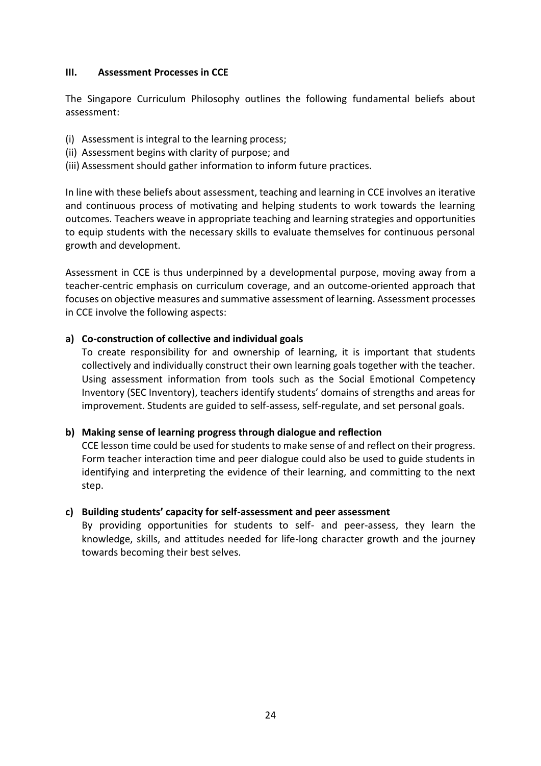## III. Assessment Processes in CCE

The Singapore Curriculum Philosophy outlines the following fundamental beliefs about assessment:

(i) Assessment is integral to the learning process;
(ii) Assessment begins with clarity of purpose; and
(iii) Assessment should gather information to inform future practices.

In line with these beliefs about assessment, teaching and learning in CCE involves an iterative and continuous process of motivating and helping students to work towards the learning outcomes. Teachers weave in appropriate teaching and learning strategies and opportunities to equip students with the necessary skills to evaluate themselves for continuous personal growth and development.

Assessment in CCE is thus underpinned by a developmental purpose, moving away from a teacher-centric emphasis on curriculum coverage, and an outcome-oriented approach that focuses on objective measures and summative assessment of learning. Assessment processes in CCE involve the following aspects:

**a) Co-construction of collective and individual goals**

To create responsibility for and ownership of learning, it is important that students collectively and individually construct their own learning goals together with the teacher. Using assessment information from tools such as the Social Emotional Competency Inventory (SEC Inventory), teachers identify students' domains of strengths and areas for improvement. Students are guided to self-assess, self-regulate, and set personal goals.

**b) Making sense of learning progress through dialogue and reflection**

CCE lesson time could be used for students to make sense of and reflect on their progress. Form teacher interaction time and peer dialogue could also be used to guide students in identifying and interpreting the evidence of their learning, and committing to the next step.

**c) Building students' capacity for self-assessment and peer assessment**

By providing opportunities for students to self- and peer-assess, they learn the knowledge, skills, and attitudes needed for life-long character growth and the journey towards becoming their best selves.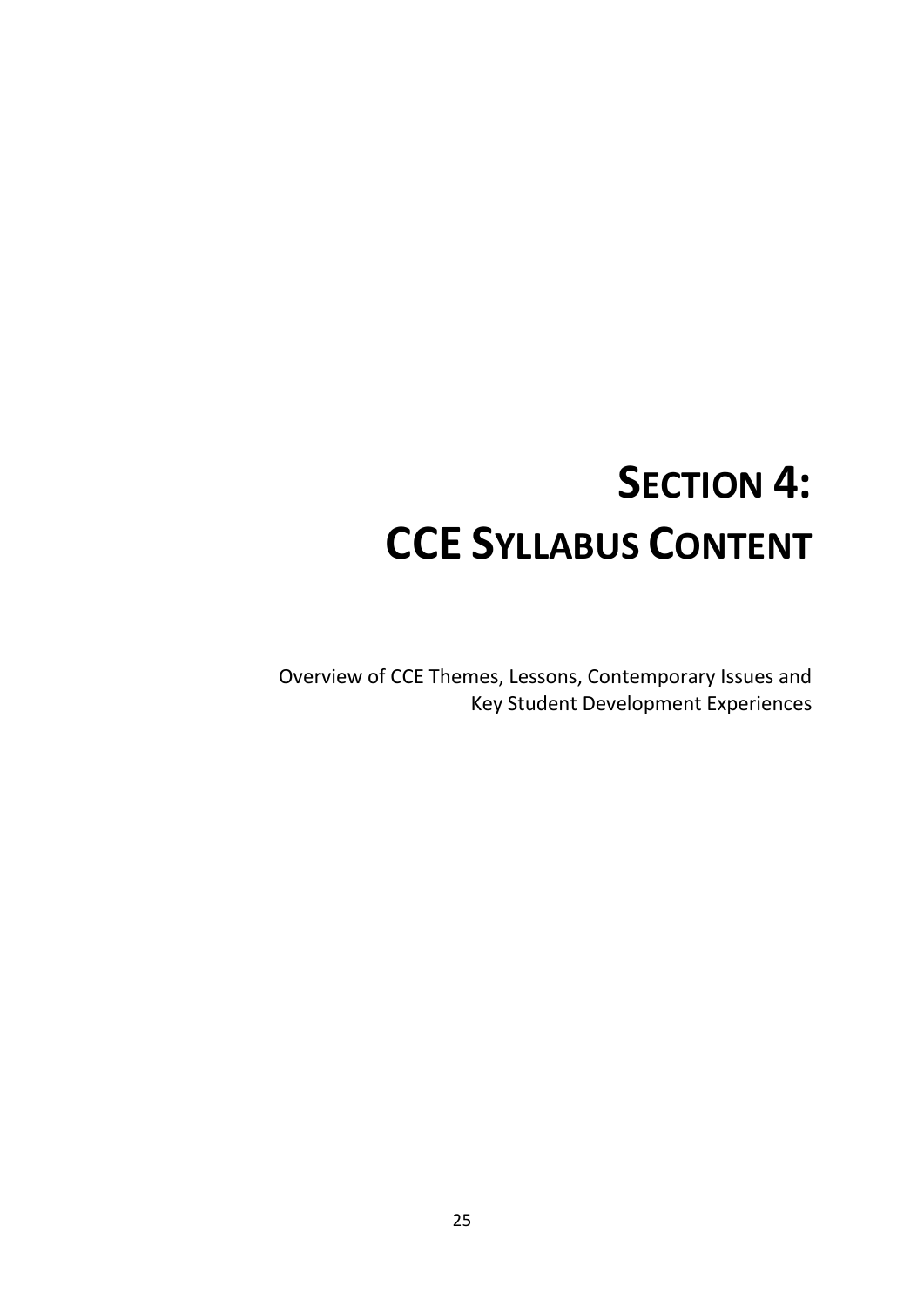# SECTION 4:
# CCE SYLLABUS CONTENT

Overview of CCE Themes, Lessons, Contemporary Issues and Key Student Development Experiences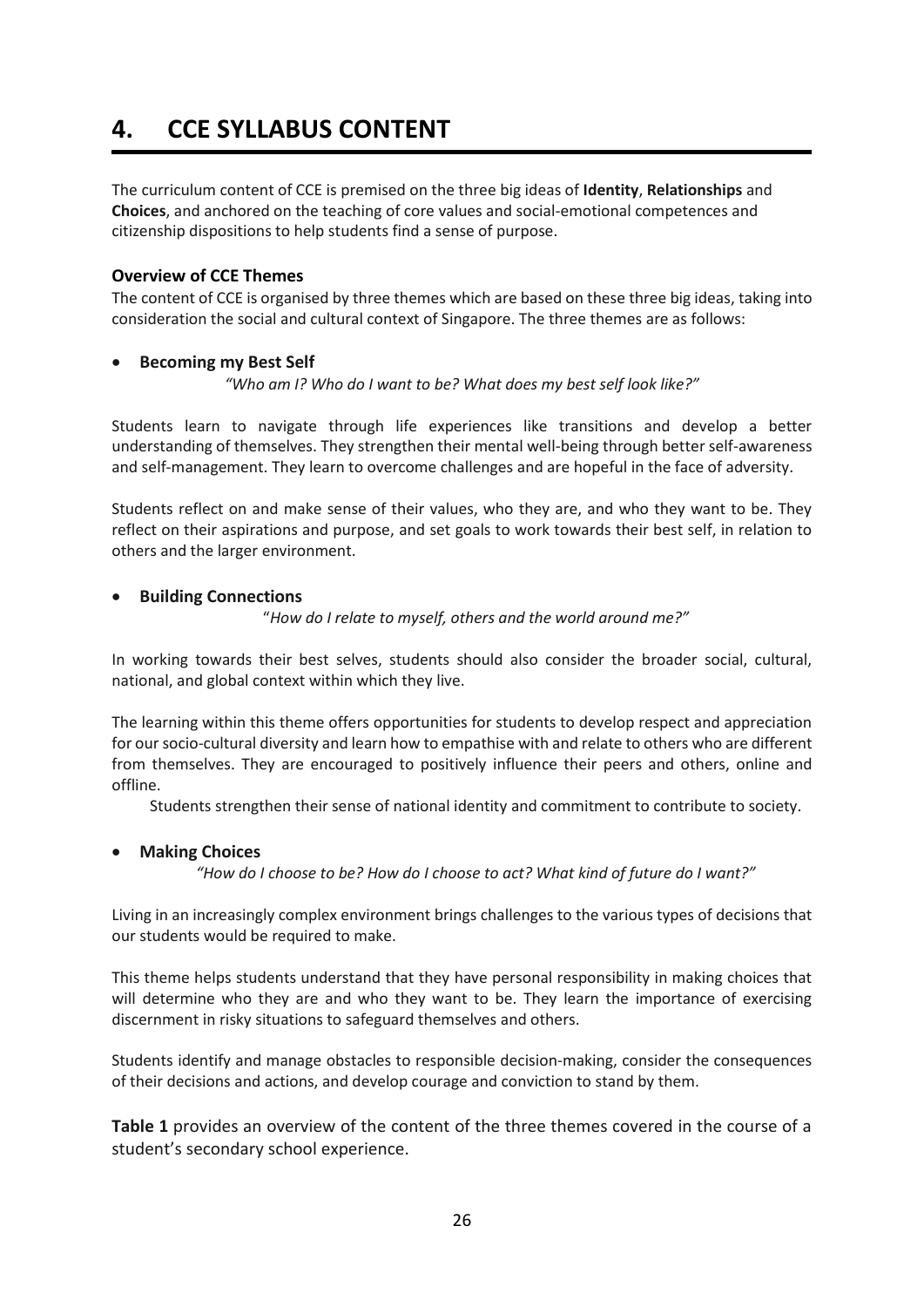# 4. CCE SYLLABUS CONTENT

The curriculum content of CCE is premised on the three big ideas of **Identity**, **Relationships** and **Choices**, and anchored on the teaching of core values and social-emotional competences and citizenship dispositions to help students find a sense of purpose.

### Overview of CCE Themes

The content of CCE is organised by three themes which are based on these three big ideas, taking into consideration the social and cultural context of Singapore. The three themes are as follows:

- **Becoming my Best Self**

*"Who am I? Who do I want to be? What does my best self look like?"*

Students learn to navigate through life experiences like transitions and develop a better understanding of themselves. They strengthen their mental well-being through better self-awareness and self-management. They learn to overcome challenges and are hopeful in the face of adversity.

Students reflect on and make sense of their values, who they are, and who they want to be. They reflect on their aspirations and purpose, and set goals to work towards their best self, in relation to others and the larger environment.

- **Building Connections**

"*How do I relate to myself, others and the world around me?"*

In working towards their best selves, students should also consider the broader social, cultural, national, and global context within which they live.

The learning within this theme offers opportunities for students to develop respect and appreciation for our socio-cultural diversity and learn how to empathise with and relate to others who are different from themselves. They are encouraged to positively influence their peers and others, online and offline.

Students strengthen their sense of national identity and commitment to contribute to society.

- **Making Choices**

*"How do I choose to be? How do I choose to act? What kind of future do I want?"*

Living in an increasingly complex environment brings challenges to the various types of decisions that our students would be required to make.

This theme helps students understand that they have personal responsibility in making choices that will determine who they are and who they want to be. They learn the importance of exercising discernment in risky situations to safeguard themselves and others.

Students identify and manage obstacles to responsible decision-making, consider the consequences of their decisions and actions, and develop courage and conviction to stand by them.

**Table 1** provides an overview of the content of the three themes covered in the course of a student's secondary school experience.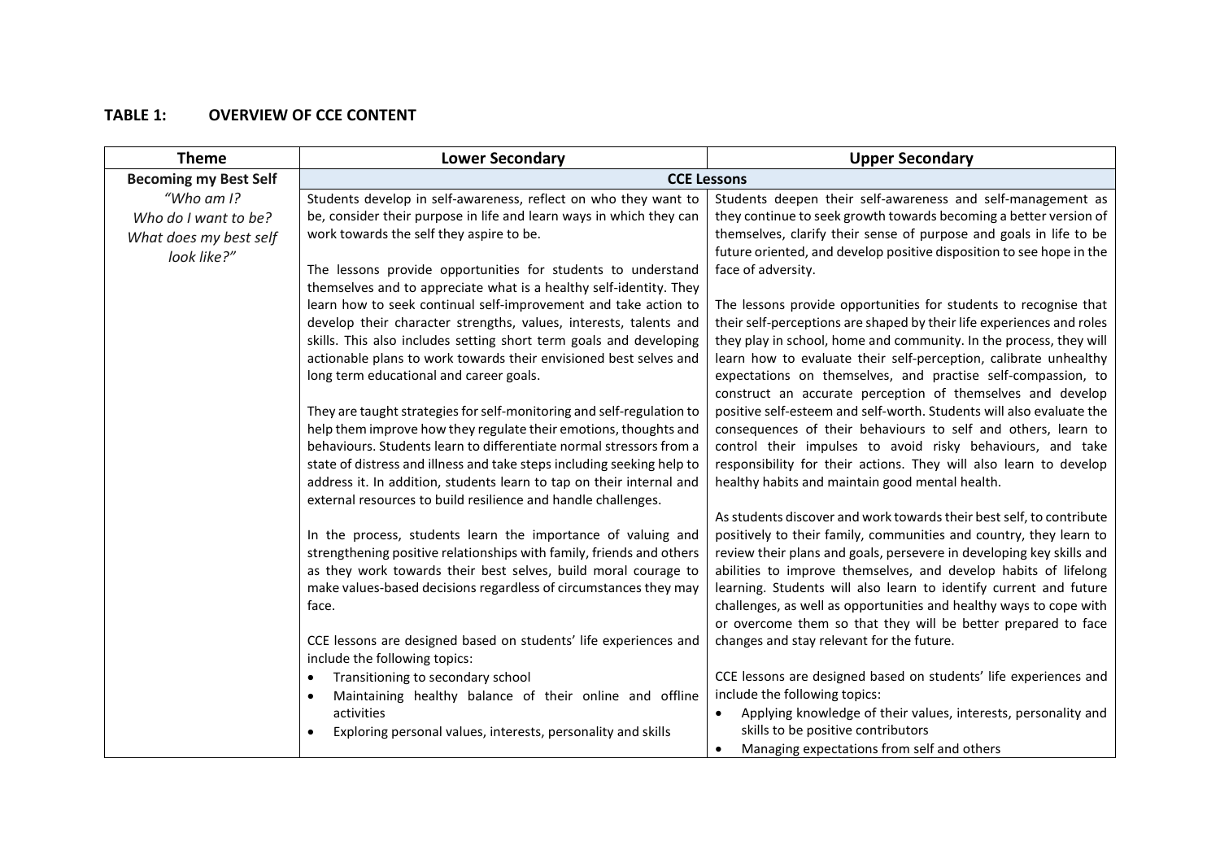**TABLE 1: OVERVIEW OF CCE CONTENT**

| Theme | Lower Secondary | Upper Secondary |
|---|---|---|
| **Becoming my Best Self** | **CCE Lessons** | |
| *"Who am I? Who do I want to be? What does my best self look like?"* | Students develop in self-awareness, reflect on who they want to be, consider their purpose in life and learn ways in which they can work towards the self they aspire to be.<br><br>The lessons provide opportunities for students to understand themselves and to appreciate what is a healthy self-identity. They learn how to seek continual self-improvement and take action to develop their character strengths, values, interests, talents and skills. This also includes setting short term goals and developing actionable plans to work towards their envisioned best selves and long term educational and career goals.<br><br>They are taught strategies for self-monitoring and self-regulation to help them improve how they regulate their emotions, thoughts and behaviours. Students learn to differentiate normal stressors from a state of distress and illness and take steps including seeking help to address it. In addition, students learn to tap on their internal and external resources to build resilience and handle challenges.<br><br>In the process, students learn the importance of valuing and strengthening positive relationships with family, friends and others as they work towards their best selves, build moral courage to make values-based decisions regardless of circumstances they may face.<br><br>CCE lessons are designed based on students' life experiences and include the following topics:<br>• Transitioning to secondary school<br>• Maintaining healthy balance of their online and offline activities<br>• Exploring personal values, interests, personality and skills | Students deepen their self-awareness and self-management as they continue to seek growth towards becoming a better version of themselves, clarify their sense of purpose and goals in life to be future oriented, and develop positive disposition to see hope in the face of adversity.<br><br>The lessons provide opportunities for students to recognise that their self-perceptions are shaped by their life experiences and roles they play in school, home and community. In the process, they will learn how to evaluate their self-perception, calibrate unhealthy expectations on themselves, and practise self-compassion, to construct an accurate perception of themselves and develop positive self-esteem and self-worth. Students will also evaluate the consequences of their behaviours to self and others, learn to control their impulses to avoid risky behaviours, and take responsibility for their actions. They will also learn to develop healthy habits and maintain good mental health.<br><br>As students discover and work towards their best self, to contribute positively to their family, communities and country, they learn to review their plans and goals, persevere in developing key skills and abilities to improve themselves, and develop habits of lifelong learning. Students will also learn to identify current and future challenges, as well as opportunities and healthy ways to cope with or overcome them so that they will be better prepared to face changes and stay relevant for the future.<br><br>CCE lessons are designed based on students' life experiences and include the following topics:<br>• Applying knowledge of their values, interests, personality and skills to be positive contributors<br>• Managing expectations from self and others |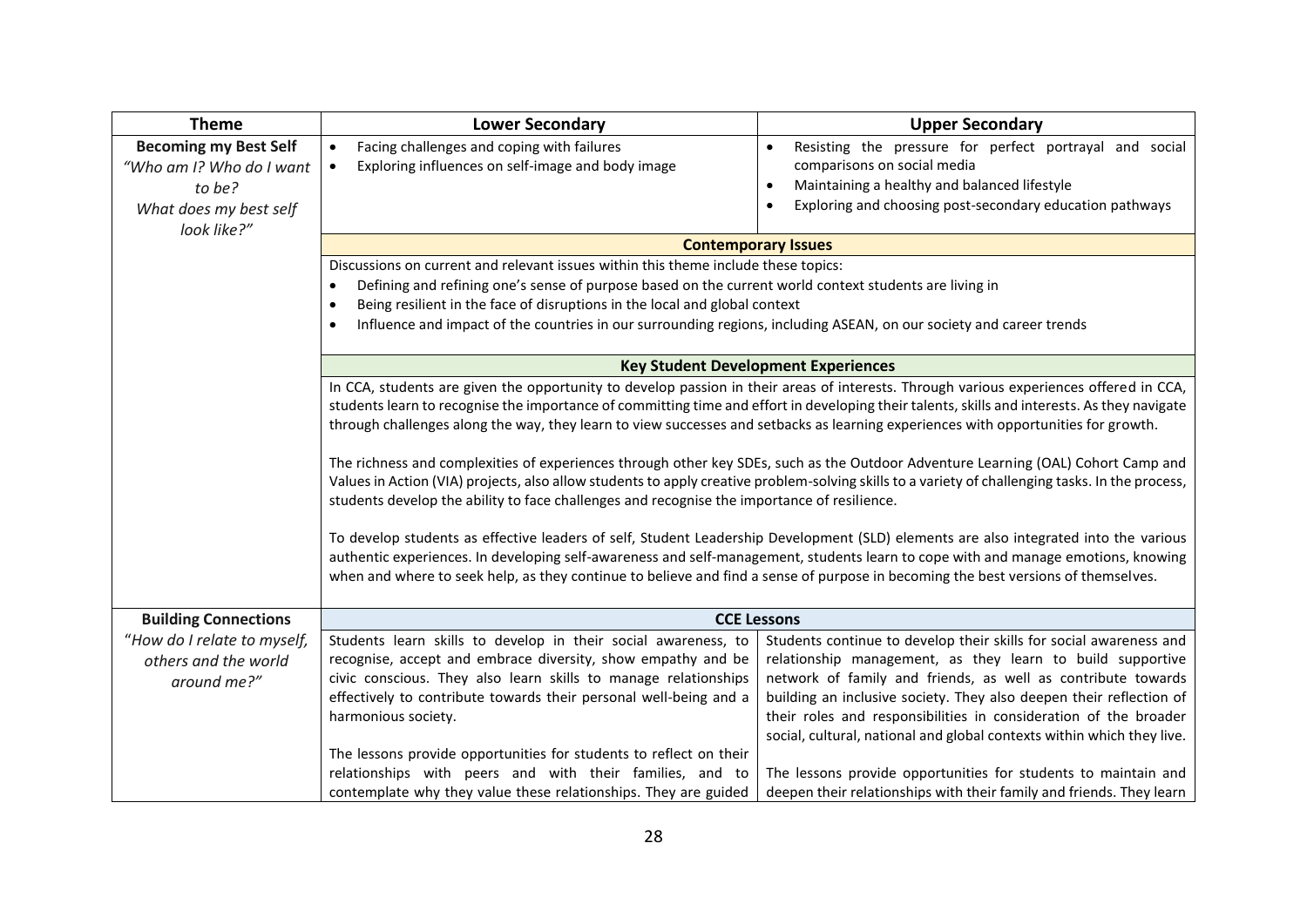| Theme | Lower Secondary | Upper Secondary |
|---|---|---|
| **Becoming my Best Self**<br>*"Who am I? Who do I want to be? What does my best self look like?"* | • Facing challenges and coping with failures<br>• Exploring influences on self-image and body image | • Resisting the pressure for perfect portrayal and social comparisons on social media<br>• Maintaining a healthy and balanced lifestyle<br>• Exploring and choosing post-secondary education pathways |
| | **Contemporary Issues** | |
| | Discussions on current and relevant issues within this theme include these topics:<br>• Defining and refining one's sense of purpose based on the current world context students are living in<br>• Being resilient in the face of disruptions in the local and global context<br>• Influence and impact of the countries in our surrounding regions, including ASEAN, on our society and career trends | |
| | **Key Student Development Experiences** | |
| | In CCA, students are given the opportunity to develop passion in their areas of interests. Through various experiences offered in CCA, students learn to recognise the importance of committing time and effort in developing their talents, skills and interests. As they navigate through challenges along the way, they learn to view successes and setbacks as learning experiences with opportunities for growth.<br><br>The richness and complexities of experiences through other key SDEs, such as the Outdoor Adventure Learning (OAL) Cohort Camp and Values in Action (VIA) projects, also allow students to apply creative problem-solving skills to a variety of challenging tasks. In the process, students develop the ability to face challenges and recognise the importance of resilience.<br><br>To develop students as effective leaders of self, Student Leadership Development (SLD) elements are also integrated into the various authentic experiences. In developing self-awareness and self-management, students learn to cope with and manage emotions, knowing when and where to seek help, as they continue to believe and find a sense of purpose in becoming the best versions of themselves. | |
| **Building Connections**<br>*"How do I relate to myself, others and the world around me?"* | **CCE Lessons** | |
| | Students learn skills to develop in their social awareness, to recognise, accept and embrace diversity, show empathy and be civic conscious. They also learn skills to manage relationships effectively to contribute towards their personal well-being and a harmonious society.<br><br>The lessons provide opportunities for students to reflect on their relationships with peers and with their families, and to contemplate why they value these relationships. They are guided | Students continue to develop their skills for social awareness and relationship management, as they learn to build supportive network of family and friends, as well as contribute towards building an inclusive society. They also deepen their reflection of their roles and responsibilities in consideration of the broader social, cultural, national and global contexts within which they live.<br><br>The lessons provide opportunities for students to maintain and deepen their relationships with their family and friends. They learn |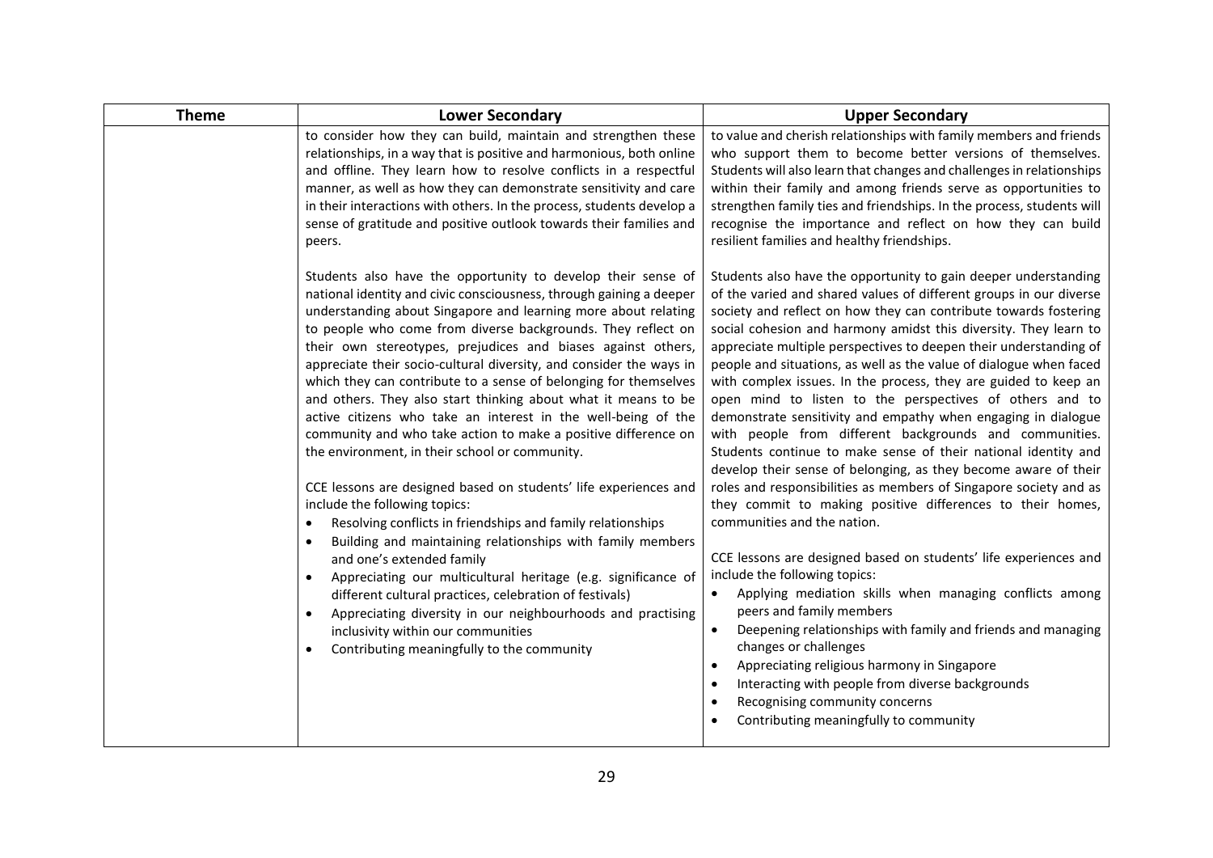| Theme | Lower Secondary | Upper Secondary |
|---|---|---|
| | to consider how they can build, maintain and strengthen these relationships, in a way that is positive and harmonious, both online and offline. They learn how to resolve conflicts in a respectful manner, as well as how they can demonstrate sensitivity and care in their interactions with others. In the process, students develop a sense of gratitude and positive outlook towards their families and peers.<br><br>Students also have the opportunity to develop their sense of national identity and civic consciousness, through gaining a deeper understanding about Singapore and learning more about relating to people who come from diverse backgrounds. They reflect on their own stereotypes, prejudices and biases against others, appreciate their socio-cultural diversity, and consider the ways in which they can contribute to a sense of belonging for themselves and others. They also start thinking about what it means to be active citizens who take an interest in the well-being of the community and who take action to make a positive difference on the environment, in their school or community.<br><br>CCE lessons are designed based on students' life experiences and include the following topics:<br>• Resolving conflicts in friendships and family relationships<br>• Building and maintaining relationships with family members and one's extended family<br>• Appreciating our multicultural heritage (e.g. significance of different cultural practices, celebration of festivals)<br>• Appreciating diversity in our neighbourhoods and practising inclusivity within our communities<br>• Contributing meaningfully to the community | to value and cherish relationships with family members and friends who support them to become better versions of themselves. Students will also learn that changes and challenges in relationships within their family and among friends serve as opportunities to strengthen family ties and friendships. In the process, students will recognise the importance and reflect on how they can build resilient families and healthy friendships.<br><br>Students also have the opportunity to gain deeper understanding of the varied and shared values of different groups in our diverse society and reflect on how they can contribute towards fostering social cohesion and harmony amidst this diversity. They learn to appreciate multiple perspectives to deepen their understanding of people and situations, as well as the value of dialogue when faced with complex issues. In the process, they are guided to keep an open mind to listen to the perspectives of others and to demonstrate sensitivity and empathy when engaging in dialogue with people from different backgrounds and communities. Students continue to make sense of their national identity and develop their sense of belonging, as they become aware of their roles and responsibilities as members of Singapore society and as they commit to making positive differences to their homes, communities and the nation.<br><br>CCE lessons are designed based on students' life experiences and include the following topics:<br>• Applying mediation skills when managing conflicts among peers and family members<br>• Deepening relationships with family and friends and managing changes or challenges<br>• Appreciating religious harmony in Singapore<br>• Interacting with people from diverse backgrounds<br>• Recognising community concerns<br>• Contributing meaningfully to community |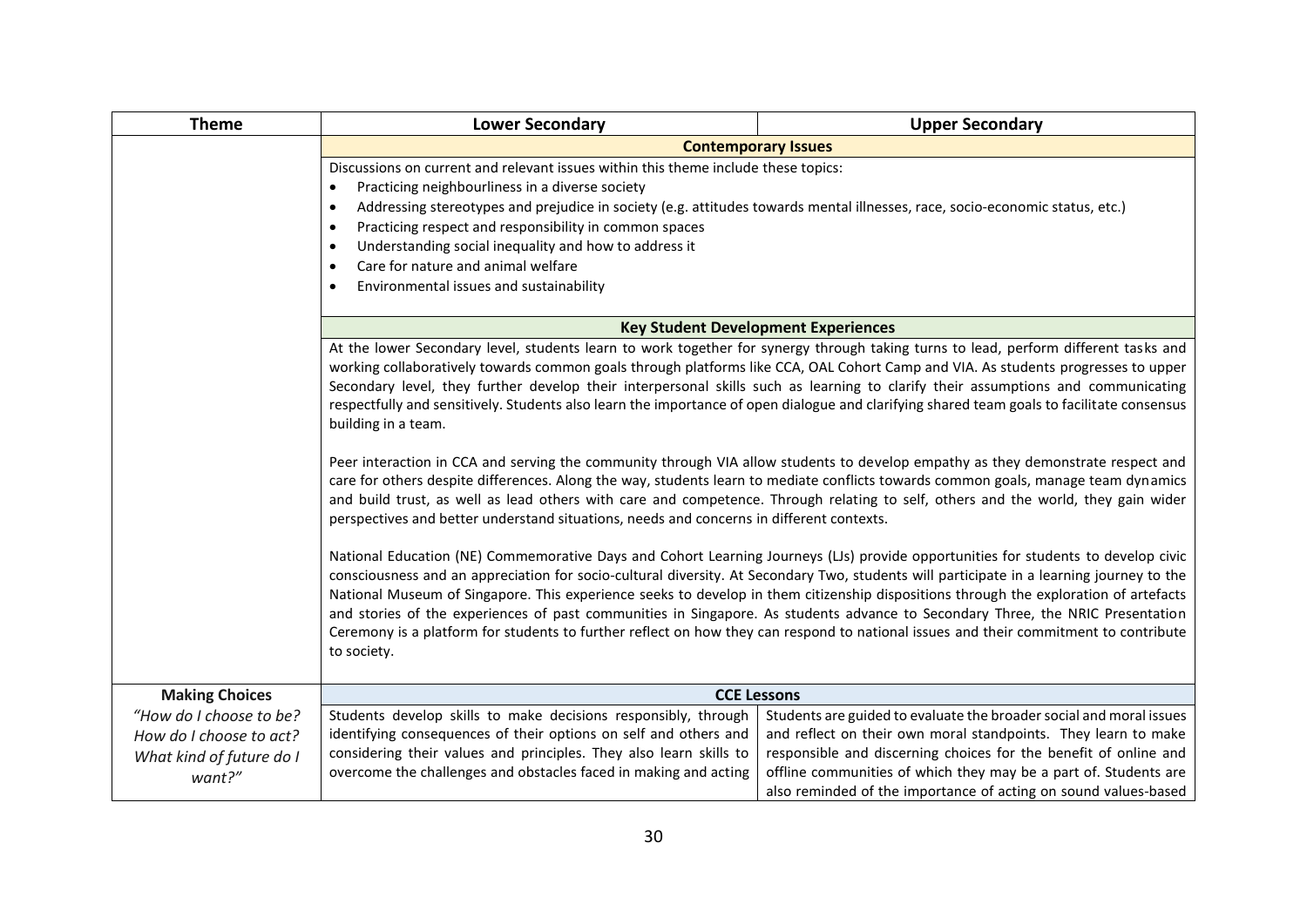| Theme | Lower Secondary | Upper Secondary |
|---|---|---|
| | **Contemporary Issues** | |
| | Discussions on current and relevant issues within this theme include these topics:<br>• Practicing neighbourliness in a diverse society<br>• Addressing stereotypes and prejudice in society (e.g. attitudes towards mental illnesses, race, socio-economic status, etc.)<br>• Practicing respect and responsibility in common spaces<br>• Understanding social inequality and how to address it<br>• Care for nature and animal welfare<br>• Environmental issues and sustainability | |
| | **Key Student Development Experiences** | |
| | At the lower Secondary level, students learn to work together for synergy through taking turns to lead, perform different tasks and working collaboratively towards common goals through platforms like CCA, OAL Cohort Camp and VIA. As students progresses to upper Secondary level, they further develop their interpersonal skills such as learning to clarify their assumptions and communicating respectfully and sensitively. Students also learn the importance of open dialogue and clarifying shared team goals to facilitate consensus building in a team.<br><br>Peer interaction in CCA and serving the community through VIA allow students to develop empathy as they demonstrate respect and care for others despite differences. Along the way, students learn to mediate conflicts towards common goals, manage team dynamics and build trust, as well as lead others with care and competence. Through relating to self, others and the world, they gain wider perspectives and better understand situations, needs and concerns in different contexts.<br><br>National Education (NE) Commemorative Days and Cohort Learning Journeys (LJs) provide opportunities for students to develop civic consciousness and an appreciation for socio-cultural diversity. At Secondary Two, students will participate in a learning journey to the National Museum of Singapore. This experience seeks to develop in them citizenship dispositions through the exploration of artefacts and stories of the experiences of past communities in Singapore. As students advance to Secondary Three, the NRIC Presentation Ceremony is a platform for students to further reflect on how they can respond to national issues and their commitment to contribute to society. | |
| **Making Choices**<br>*"How do I choose to be? How do I choose to act? What kind of future do I want?"* | **CCE Lessons** | |
| | Students develop skills to make decisions responsibly, through identifying consequences of their options on self and others and considering their values and principles. They also learn skills to overcome the challenges and obstacles faced in making and acting | Students are guided to evaluate the broader social and moral issues and reflect on their own moral standpoints. They learn to make responsible and discerning choices for the benefit of online and offline communities of which they may be a part of. Students are also reminded of the importance of acting on sound values-based |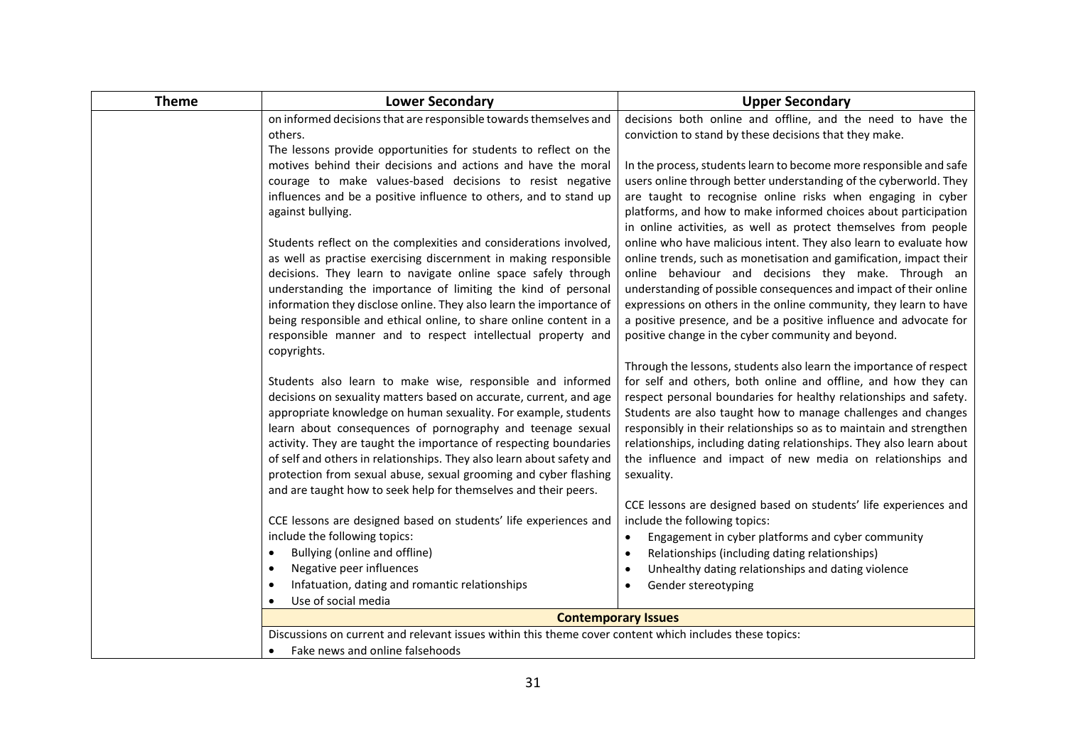| Theme | Lower Secondary | Upper Secondary |
|---|---|---|
| | on informed decisions that are responsible towards themselves and others.<br>The lessons provide opportunities for students to reflect on the motives behind their decisions and actions and have the moral courage to make values-based decisions to resist negative influences and be a positive influence to others, and to stand up against bullying.<br><br>Students reflect on the complexities and considerations involved, as well as practise exercising discernment in making responsible decisions. They learn to navigate online space safely through understanding the importance of limiting the kind of personal information they disclose online. They also learn the importance of being responsible and ethical online, to share online content in a responsible manner and to respect intellectual property and copyrights.<br><br>Students also learn to make wise, responsible and informed decisions on sexuality matters based on accurate, current, and age appropriate knowledge on human sexuality. For example, students learn about consequences of pornography and teenage sexual activity. They are taught the importance of respecting boundaries of self and others in relationships. They also learn about safety and protection from sexual abuse, sexual grooming and cyber flashing and are taught how to seek help for themselves and their peers.<br><br>CCE lessons are designed based on students' life experiences and include the following topics:<br>• Bullying (online and offline)<br>• Negative peer influences<br>• Infatuation, dating and romantic relationships<br>• Use of social media | decisions both online and offline, and the need to have the conviction to stand by these decisions that they make.<br><br>In the process, students learn to become more responsible and safe users online through better understanding of the cyberworld. They are taught to recognise online risks when engaging in cyber platforms, and how to make informed choices about participation in online activities, as well as protect themselves from people online who have malicious intent. They also learn to evaluate how online trends, such as monetisation and gamification, impact their online behaviour and decisions they make. Through an understanding of possible consequences and impact of their online expressions on others in the online community, they learn to have a positive presence, and be a positive influence and advocate for positive change in the cyber community and beyond.<br><br>Through the lessons, students also learn the importance of respect for self and others, both online and offline, and how they can respect personal boundaries for healthy relationships and safety. Students are also taught how to manage challenges and changes responsibly in their relationships so as to maintain and strengthen relationships, including dating relationships. They also learn about the influence and impact of new media on relationships and sexuality.<br><br>CCE lessons are designed based on students' life experiences and include the following topics:<br>• Engagement in cyber platforms and cyber community<br>• Relationships (including dating relationships)<br>• Unhealthy dating relationships and dating violence<br>• Gender stereotyping |
| | **Contemporary Issues** | |
| | Discussions on current and relevant issues within this theme cover content which includes these topics:<br>• Fake news and online falsehoods | |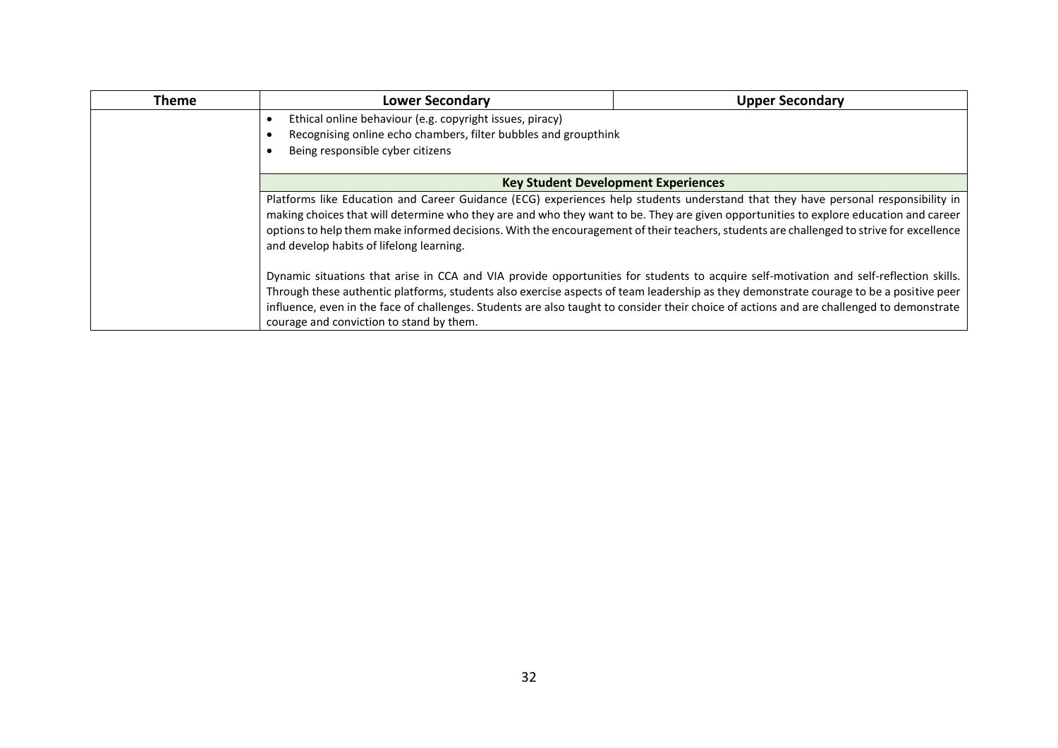| Theme | Lower Secondary | Upper Secondary |
|---|---|---|
| | • Ethical online behaviour (e.g. copyright issues, piracy)<br>• Recognising online echo chambers, filter bubbles and groupthink<br>• Being responsible cyber citizens | |
| | **Key Student Development Experiences** | |
| | Platforms like Education and Career Guidance (ECG) experiences help students understand that they have personal responsibility in making choices that will determine who they are and who they want to be. They are given opportunities to explore education and career options to help them make informed decisions. With the encouragement of their teachers, students are challenged to strive for excellence and develop habits of lifelong learning.<br><br>Dynamic situations that arise in CCA and VIA provide opportunities for students to acquire self-motivation and self-reflection skills. Through these authentic platforms, students also exercise aspects of team leadership as they demonstrate courage to be a positive peer influence, even in the face of challenges. Students are also taught to consider their choice of actions and are challenged to demonstrate courage and conviction to stand by them. | |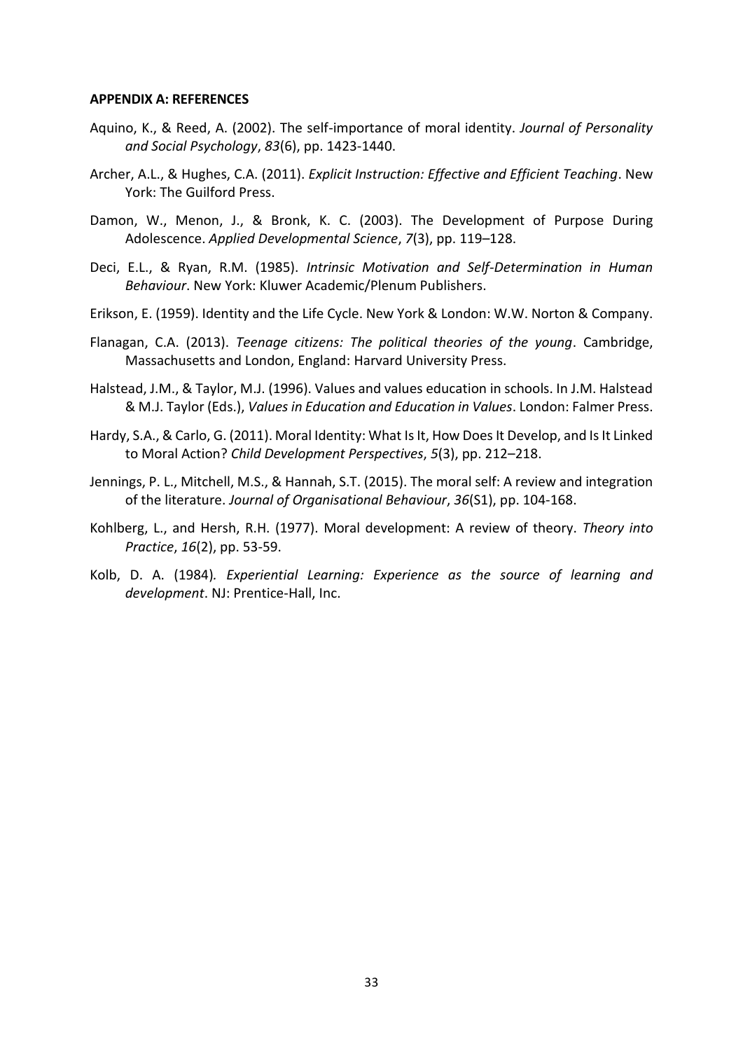**APPENDIX A: REFERENCES**

Aquino, K., & Reed, A. (2002). The self-importance of moral identity. *Journal of Personality and Social Psychology*, *83*(6), pp. 1423-1440.

Archer, A.L., & Hughes, C.A. (2011). *Explicit Instruction: Effective and Efficient Teaching*. New York: The Guilford Press.

Damon, W., Menon, J., & Bronk, K. C. (2003). The Development of Purpose During Adolescence. *Applied Developmental Science*, *7*(3), pp. 119–128.

Deci, E.L., & Ryan, R.M. (1985). *Intrinsic Motivation and Self-Determination in Human Behaviour*. New York: Kluwer Academic/Plenum Publishers.

Erikson, E. (1959). Identity and the Life Cycle. New York & London: W.W. Norton & Company.

Flanagan, C.A. (2013). *Teenage citizens: The political theories of the young*. Cambridge, Massachusetts and London, England: Harvard University Press.

Halstead, J.M., & Taylor, M.J. (1996). Values and values education in schools. In J.M. Halstead & M.J. Taylor (Eds.), *Values in Education and Education in Values*. London: Falmer Press.

Hardy, S.A., & Carlo, G. (2011). Moral Identity: What Is It, How Does It Develop, and Is It Linked to Moral Action? *Child Development Perspectives*, *5*(3), pp. 212–218.

Jennings, P. L., Mitchell, M.S., & Hannah, S.T. (2015). The moral self: A review and integration of the literature. *Journal of Organisational Behaviour*, *36*(S1), pp. 104-168.

Kohlberg, L., and Hersh, R.H. (1977). Moral development: A review of theory. *Theory into Practice*, *16*(2), pp. 53-59.

Kolb, D. A. (1984). *Experiential Learning: Experience as the source of learning and development*. NJ: Prentice-Hall, Inc.